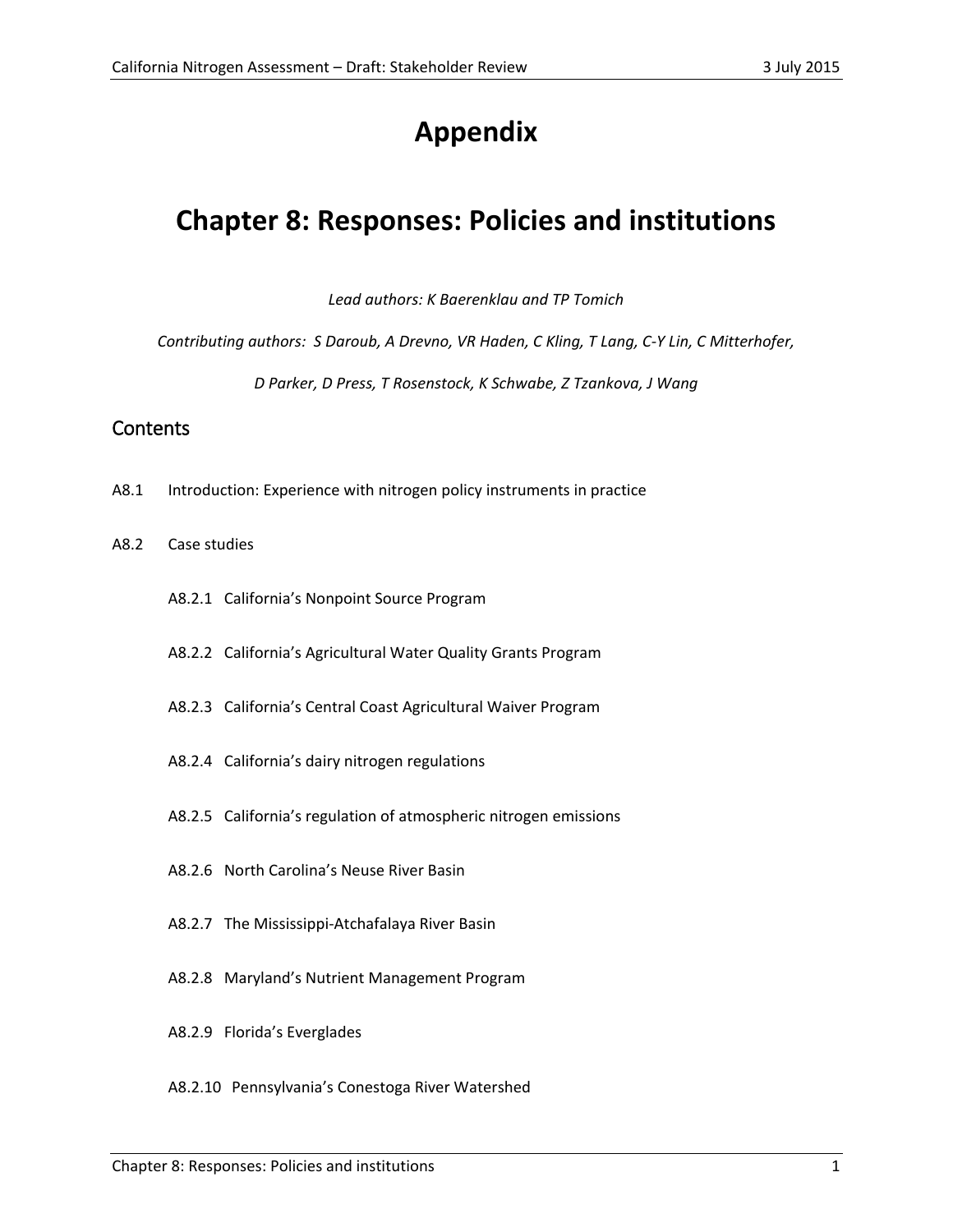# Appendix

# Chapter 8: Responses: Policies and institutions

*Lead authors: K Baerenklau and TP Tomich*

*Contributing authors: S Daroub, A Drevno, VR Haden, C Kling, T Lang, C-Y Lin, C Mitterhofer, D Parker, D Press, T Rosenstock, K Schwabe, Z Tzankova, J Wang*

## Contents

A8.1 Introduction: Experience with nitrogen policy instruments in practice

A8.2 Case studies

- A8.2.1 California's Nonpoint Source Program
- A8.2.2 California's Agricultural Water Quality Grants Program
- A8.2.3 California's Central Coast Agricultural Waiver Program
- A8.2.4 California's dairy nitrogen regulations
- A8.2.5 California's regulation of atmospheric nitrogen emissions
- A8.2.6 North Carolina's Neuse River Basin
- A8.2.7 The Mississippi-Atchafalaya River Basin
- A8.2.8 Maryland's Nutrient Management Program
- A8.2.9 Florida's Everglades
- A8.2.10 Pennsylvania's Conestoga River Watershed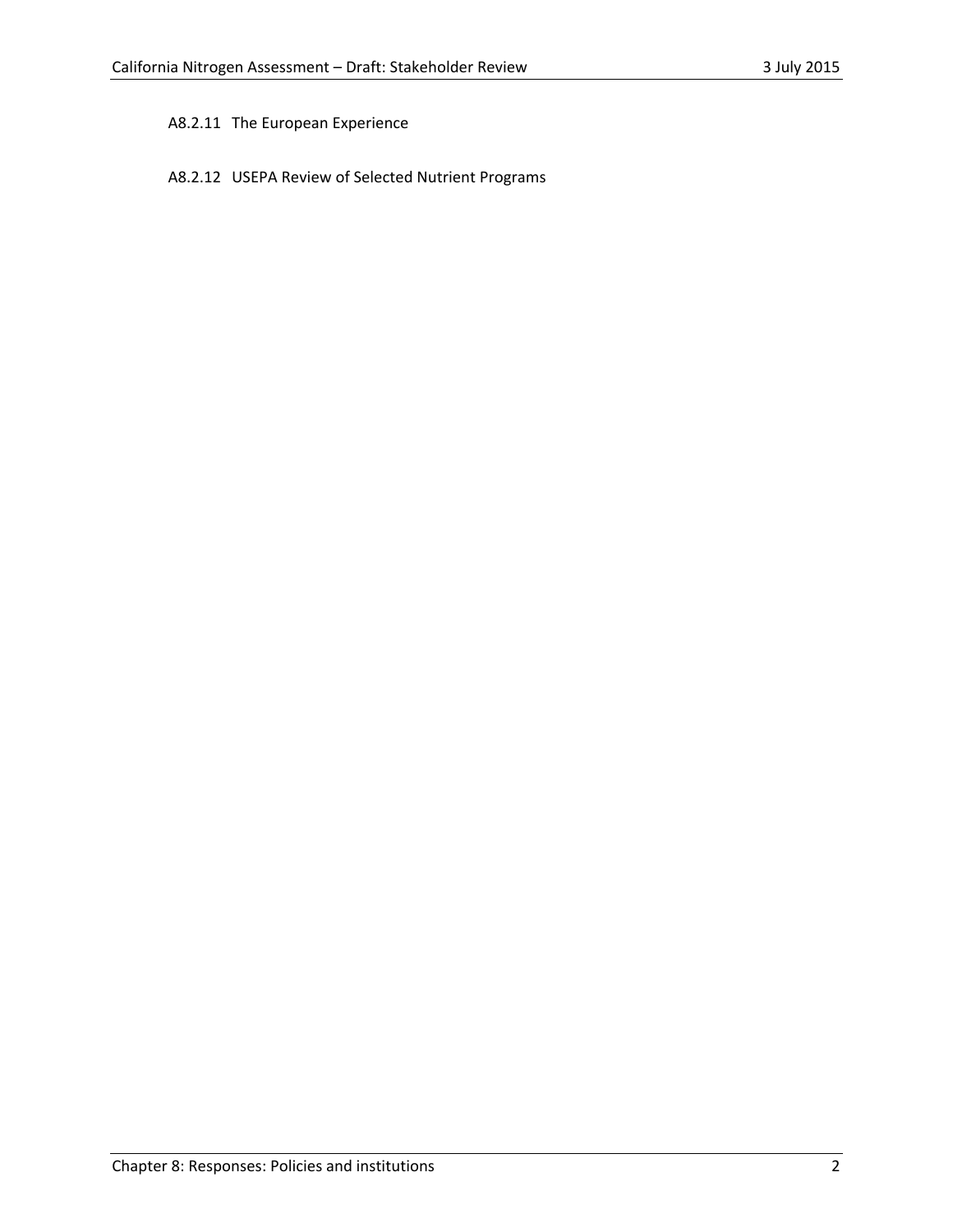### A8.2.11 The European Experience

### A8.2.12 USEPA Review of Selected Nutrient Programs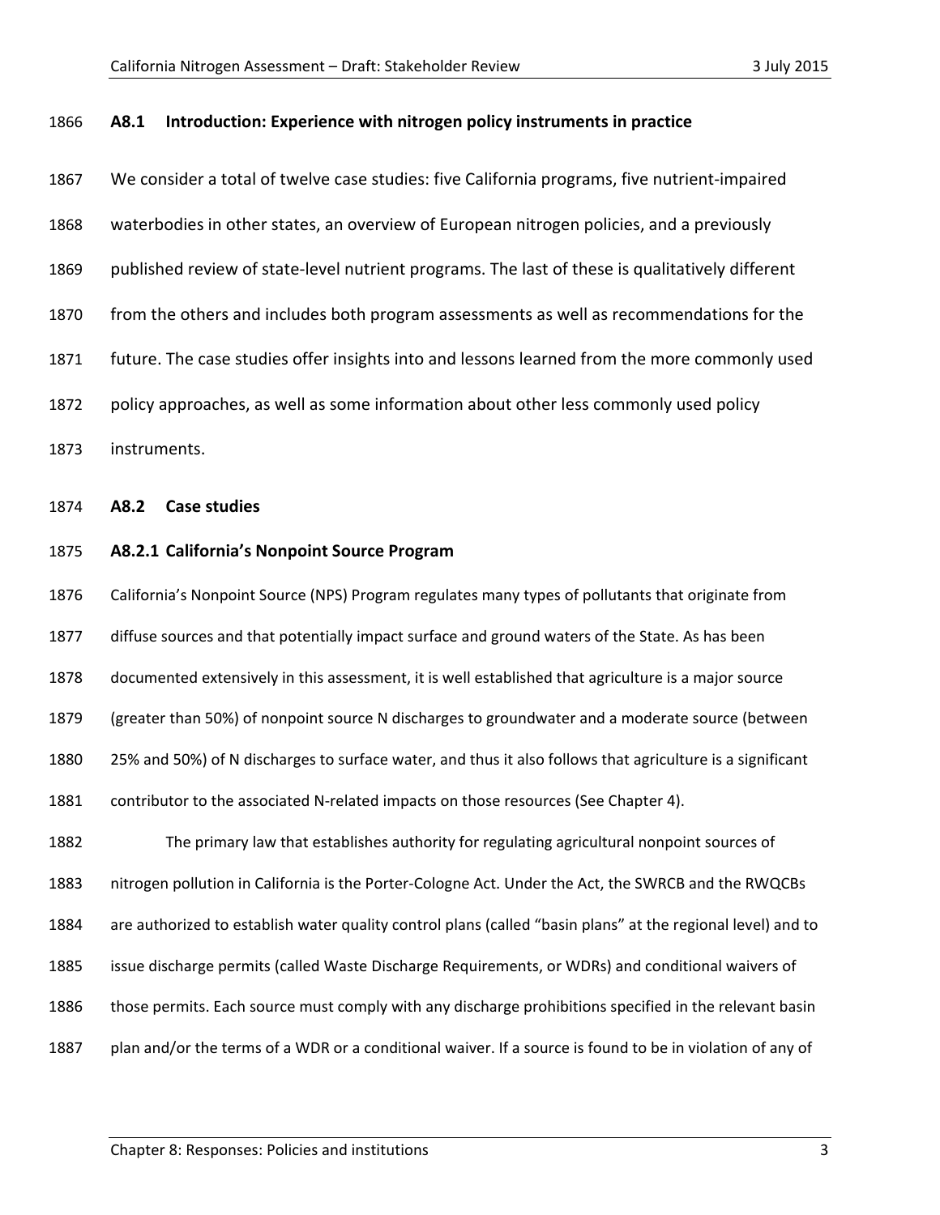## A8.1 Introduction: Experience with nitrogen policy instruments in practice

We consider a total of twelve case studies: five California programs, five nutrient-impaired waterbodies in other states, an overview of European nitrogen policies, and a previously published review of state-level nutrient programs. The last of these is qualitatively different from the others and includes both program assessments as well as recommendations for the future. The case studies offer insights into and lessons learned from the more commonly used policy approaches, as well as some information about other less commonly used policy instruments.

## A8.2 Case studies

### A8.2.1 California's Nonpoint Source Program

California's Nonpoint Source (NPS) Program regulates many types of pollutants that originate from diffuse sources and that potentially impact surface and ground waters of the State. As has been documented extensively in this assessment, it is well established that agriculture is a major source (greater than 50%) of nonpoint source N discharges to groundwater and a moderate source (between 25% and 50%) of N discharges to surface water, and thus it also follows that agriculture is a significant contributor to the associated N-related impacts on those resources (See Chapter 4).

The primary law that establishes authority for regulating agricultural nonpoint sources of nitrogen pollution in California is the Porter-Cologne Act. Under the Act, the SWRCB and the RWQCBs are authorized to establish water quality control plans (called "basin plans" at the regional level) and to issue discharge permits (called Waste Discharge Requirements, or WDRs) and conditional waivers of those permits. Each source must comply with any discharge prohibitions specified in the relevant basin plan and/or the terms of a WDR or a conditional waiver. If a source is found to be in violation of any of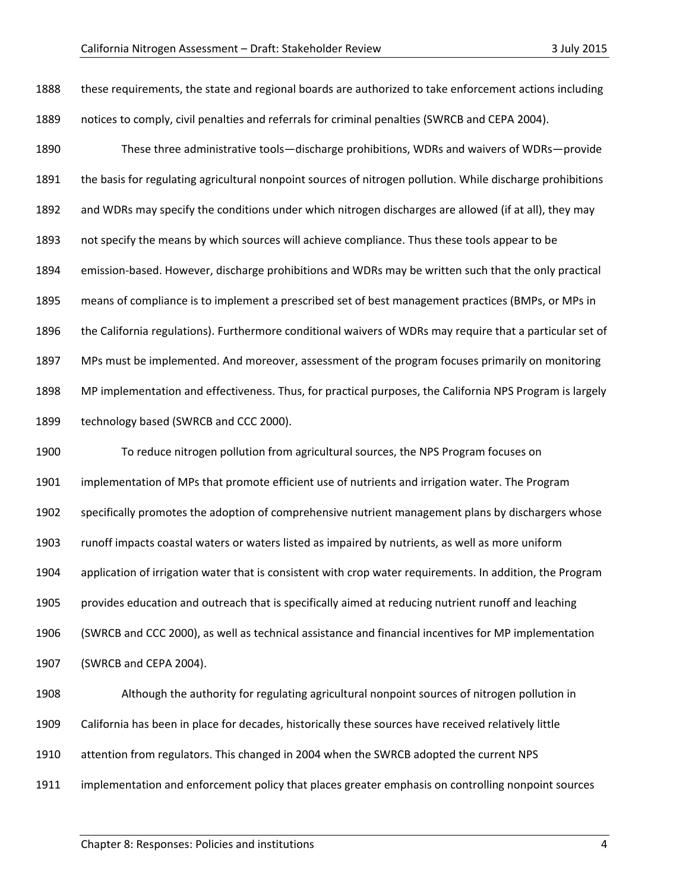these requirements, the state and regional boards are authorized to take enforcement actions including notices to comply, civil penalties and referrals for criminal penalties (SWRCB and CEPA 2004).

These three administrative tools—discharge prohibitions, WDRs and waivers of WDRs—provide the basis for regulating agricultural nonpoint sources of nitrogen pollution. While discharge prohibitions and WDRs may specify the conditions under which nitrogen discharges are allowed (if at all), they may not specify the means by which sources will achieve compliance. Thus these tools appear to be emission-based. However, discharge prohibitions and WDRs may be written such that the only practical means of compliance is to implement a prescribed set of best management practices (BMPs, or MPs in the California regulations). Furthermore conditional waivers of WDRs may require that a particular set of MPs must be implemented. And moreover, assessment of the program focuses primarily on monitoring MP implementation and effectiveness. Thus, for practical purposes, the California NPS Program is largely technology based (SWRCB and CCC 2000).

To reduce nitrogen pollution from agricultural sources, the NPS Program focuses on implementation of MPs that promote efficient use of nutrients and irrigation water. The Program specifically promotes the adoption of comprehensive nutrient management plans by dischargers whose runoff impacts coastal waters or waters listed as impaired by nutrients, as well as more uniform application of irrigation water that is consistent with crop water requirements. In addition, the Program provides education and outreach that is specifically aimed at reducing nutrient runoff and leaching (SWRCB and CCC 2000), as well as technical assistance and financial incentives for MP implementation (SWRCB and CEPA 2004).

Although the authority for regulating agricultural nonpoint sources of nitrogen pollution in California has been in place for decades, historically these sources have received relatively little attention from regulators. This changed in 2004 when the SWRCB adopted the current NPS implementation and enforcement policy that places greater emphasis on controlling nonpoint sources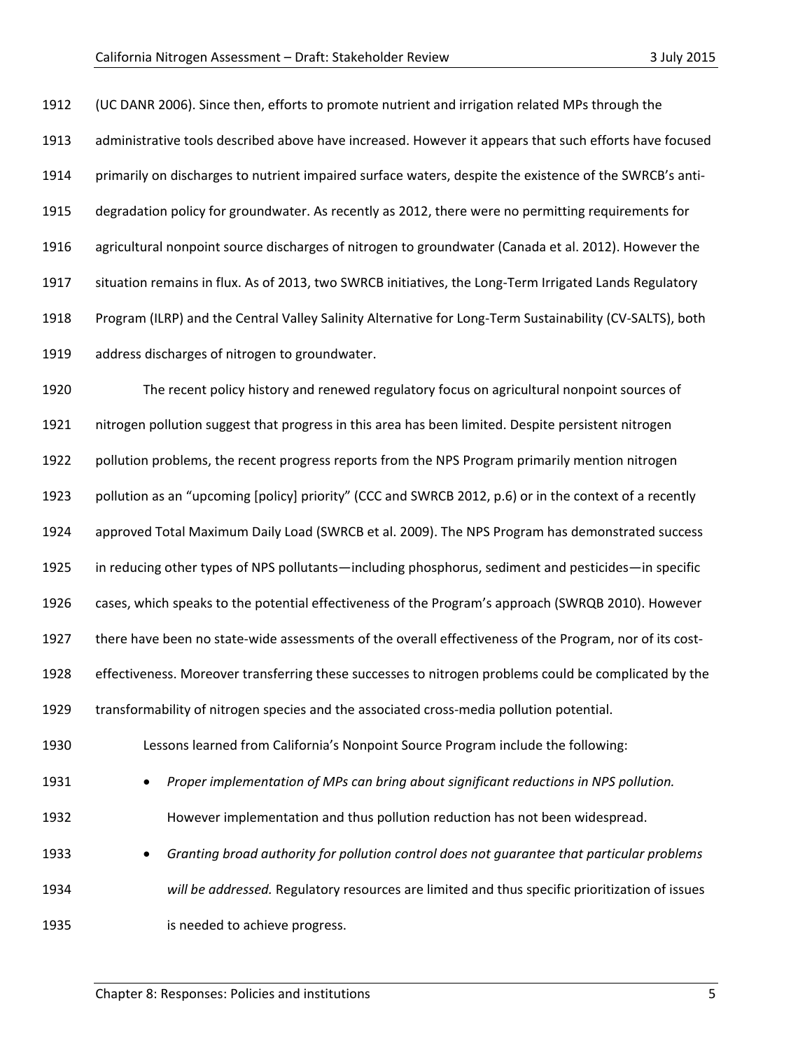(UC DANR 2006). Since then, efforts to promote nutrient and irrigation related MPs through the administrative tools described above have increased. However it appears that such efforts have focused primarily on discharges to nutrient impaired surface waters, despite the existence of the SWRCB's anti-degradation policy for groundwater. As recently as 2012, there were no permitting requirements for agricultural nonpoint source discharges of nitrogen to groundwater (Canada et al. 2012). However the situation remains in flux. As of 2013, two SWRCB initiatives, the Long-Term Irrigated Lands Regulatory Program (ILRP) and the Central Valley Salinity Alternative for Long-Term Sustainability (CV-SALTS), both address discharges of nitrogen to groundwater.

The recent policy history and renewed regulatory focus on agricultural nonpoint sources of nitrogen pollution suggest that progress in this area has been limited. Despite persistent nitrogen pollution problems, the recent progress reports from the NPS Program primarily mention nitrogen pollution as an "upcoming [policy] priority" (CCC and SWRCB 2012, p.6) or in the context of a recently approved Total Maximum Daily Load (SWRCB et al. 2009). The NPS Program has demonstrated success in reducing other types of NPS pollutants—including phosphorus, sediment and pesticides—in specific cases, which speaks to the potential effectiveness of the Program's approach (SWRQB 2010). However there have been no state-wide assessments of the overall effectiveness of the Program, nor of its cost-effectiveness. Moreover transferring these successes to nitrogen problems could be complicated by the transformability of nitrogen species and the associated cross-media pollution potential.

Lessons learned from California's Nonpoint Source Program include the following:

- *Proper implementation of MPs can bring about significant reductions in NPS pollution.* However implementation and thus pollution reduction has not been widespread.
- *Granting broad authority for pollution control does not guarantee that particular problems will be addressed.* Regulatory resources are limited and thus specific prioritization of issues is needed to achieve progress.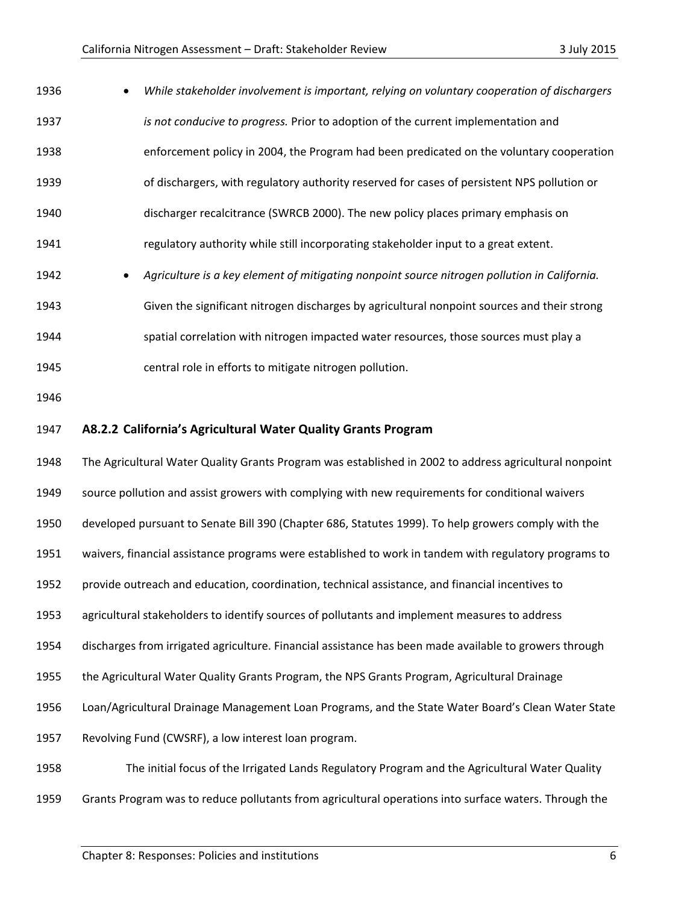- *While stakeholder involvement is important, relying on voluntary cooperation of dischargers is not conducive to progress.* Prior to adoption of the current implementation and enforcement policy in 2004, the Program had been predicated on the voluntary cooperation of dischargers, with regulatory authority reserved for cases of persistent NPS pollution or discharger recalcitrance (SWRCB 2000). The new policy places primary emphasis on regulatory authority while still incorporating stakeholder input to a great extent.
- *Agriculture is a key element of mitigating nonpoint source nitrogen pollution in California.* Given the significant nitrogen discharges by agricultural nonpoint sources and their strong spatial correlation with nitrogen impacted water resources, those sources must play a central role in efforts to mitigate nitrogen pollution.

### A8.2.2 California's Agricultural Water Quality Grants Program

The Agricultural Water Quality Grants Program was established in 2002 to address agricultural nonpoint source pollution and assist growers with complying with new requirements for conditional waivers developed pursuant to Senate Bill 390 (Chapter 686, Statutes 1999). To help growers comply with the waivers, financial assistance programs were established to work in tandem with regulatory programs to provide outreach and education, coordination, technical assistance, and financial incentives to agricultural stakeholders to identify sources of pollutants and implement measures to address discharges from irrigated agriculture. Financial assistance has been made available to growers through the Agricultural Water Quality Grants Program, the NPS Grants Program, Agricultural Drainage Loan/Agricultural Drainage Management Loan Programs, and the State Water Board's Clean Water State Revolving Fund (CWSRF), a low interest loan program.

The initial focus of the Irrigated Lands Regulatory Program and the Agricultural Water Quality Grants Program was to reduce pollutants from agricultural operations into surface waters. Through the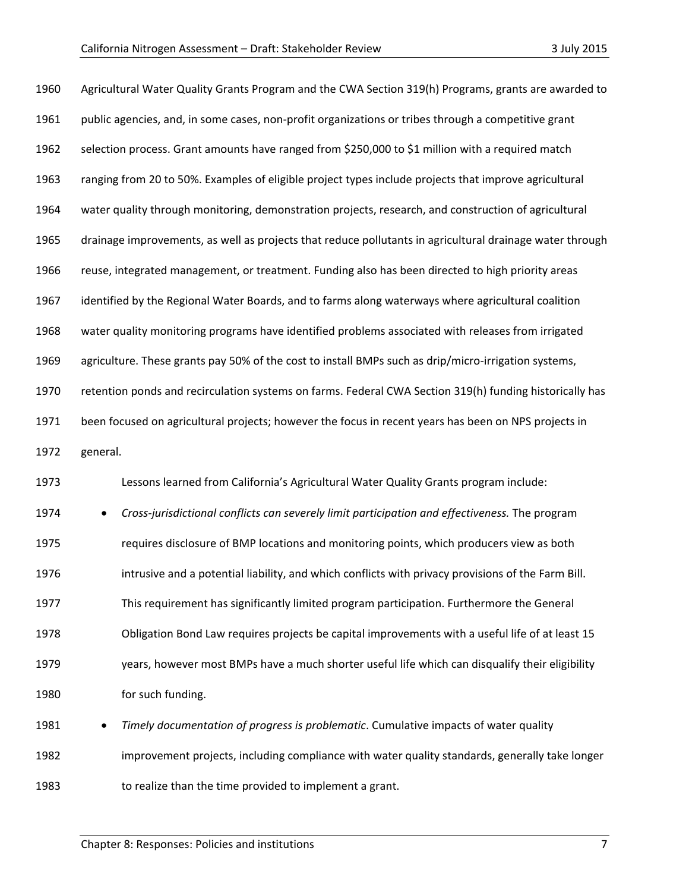Agricultural Water Quality Grants Program and the CWA Section 319(h) Programs, grants are awarded to public agencies, and, in some cases, non-profit organizations or tribes through a competitive grant selection process. Grant amounts have ranged from $250,000 to $1 million with a required match ranging from 20 to 50%. Examples of eligible project types include projects that improve agricultural water quality through monitoring, demonstration projects, research, and construction of agricultural drainage improvements, as well as projects that reduce pollutants in agricultural drainage water through reuse, integrated management, or treatment. Funding also has been directed to high priority areas identified by the Regional Water Boards, and to farms along waterways where agricultural coalition water quality monitoring programs have identified problems associated with releases from irrigated agriculture. These grants pay 50% of the cost to install BMPs such as drip/micro-irrigation systems, retention ponds and recirculation systems on farms. Federal CWA Section 319(h) funding historically has been focused on agricultural projects; however the focus in recent years has been on NPS projects in general.

Lessons learned from California's Agricultural Water Quality Grants program include:

- *Cross-jurisdictional conflicts can severely limit participation and effectiveness.* The program requires disclosure of BMP locations and monitoring points, which producers view as both intrusive and a potential liability, and which conflicts with privacy provisions of the Farm Bill. This requirement has significantly limited program participation. Furthermore the General Obligation Bond Law requires projects be capital improvements with a useful life of at least 15 years, however most BMPs have a much shorter useful life which can disqualify their eligibility for such funding.
- *Timely documentation of progress is problematic*. Cumulative impacts of water quality improvement projects, including compliance with water quality standards, generally take longer to realize than the time provided to implement a grant.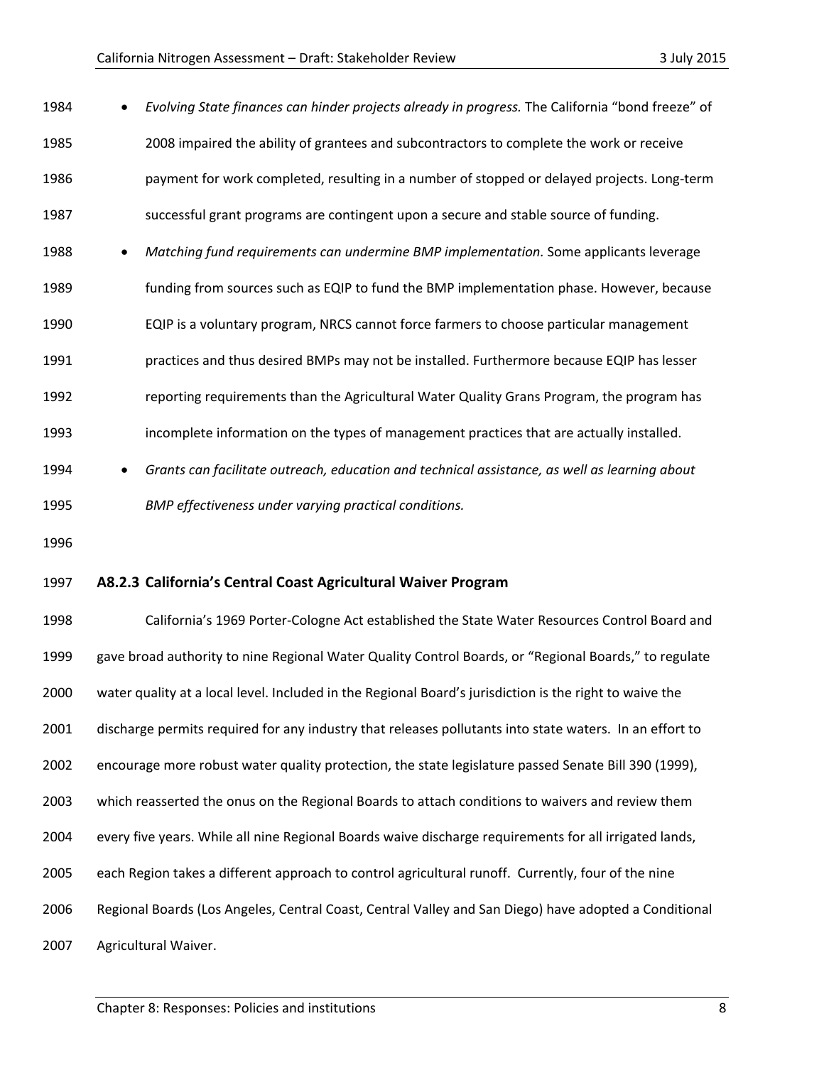- *Evolving State finances can hinder projects already in progress.* The California "bond freeze" of 2008 impaired the ability of grantees and subcontractors to complete the work or receive payment for work completed, resulting in a number of stopped or delayed projects. Long-term successful grant programs are contingent upon a secure and stable source of funding.
- *Matching fund requirements can undermine BMP implementation.* Some applicants leverage funding from sources such as EQIP to fund the BMP implementation phase. However, because EQIP is a voluntary program, NRCS cannot force farmers to choose particular management practices and thus desired BMPs may not be installed. Furthermore because EQIP has lesser reporting requirements than the Agricultural Water Quality Grans Program, the program has incomplete information on the types of management practices that are actually installed.
- *Grants can facilitate outreach, education and technical assistance, as well as learning about BMP effectiveness under varying practical conditions.*

### A8.2.3 California's Central Coast Agricultural Waiver Program

California's 1969 Porter-Cologne Act established the State Water Resources Control Board and gave broad authority to nine Regional Water Quality Control Boards, or "Regional Boards," to regulate water quality at a local level. Included in the Regional Board's jurisdiction is the right to waive the discharge permits required for any industry that releases pollutants into state waters. In an effort to encourage more robust water quality protection, the state legislature passed Senate Bill 390 (1999), which reasserted the onus on the Regional Boards to attach conditions to waivers and review them every five years. While all nine Regional Boards waive discharge requirements for all irrigated lands, each Region takes a different approach to control agricultural runoff. Currently, four of the nine Regional Boards (Los Angeles, Central Coast, Central Valley and San Diego) have adopted a Conditional Agricultural Waiver.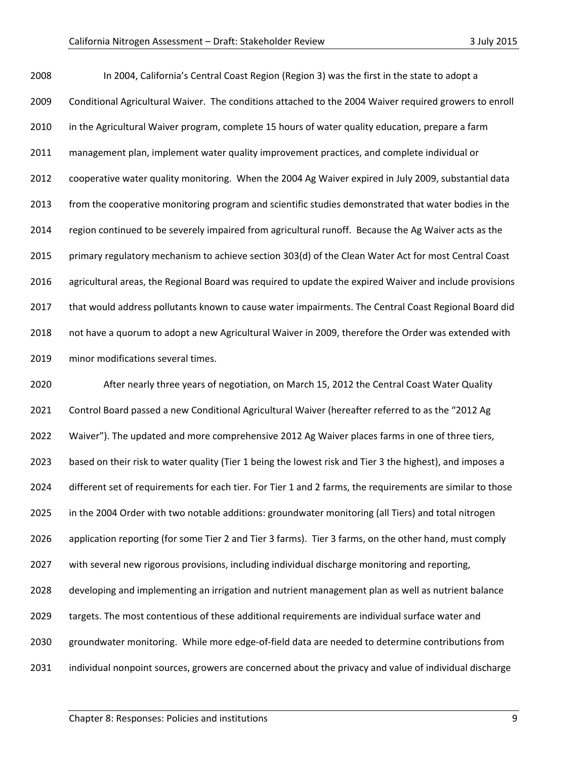In 2004, California's Central Coast Region (Region 3) was the first in the state to adopt a Conditional Agricultural Waiver. The conditions attached to the 2004 Waiver required growers to enroll in the Agricultural Waiver program, complete 15 hours of water quality education, prepare a farm management plan, implement water quality improvement practices, and complete individual or cooperative water quality monitoring. When the 2004 Ag Waiver expired in July 2009, substantial data from the cooperative monitoring program and scientific studies demonstrated that water bodies in the region continued to be severely impaired from agricultural runoff. Because the Ag Waiver acts as the primary regulatory mechanism to achieve section 303(d) of the Clean Water Act for most Central Coast agricultural areas, the Regional Board was required to update the expired Waiver and include provisions that would address pollutants known to cause water impairments. The Central Coast Regional Board did not have a quorum to adopt a new Agricultural Waiver in 2009, therefore the Order was extended with minor modifications several times.

After nearly three years of negotiation, on March 15, 2012 the Central Coast Water Quality Control Board passed a new Conditional Agricultural Waiver (hereafter referred to as the "2012 Ag Waiver"). The updated and more comprehensive 2012 Ag Waiver places farms in one of three tiers, based on their risk to water quality (Tier 1 being the lowest risk and Tier 3 the highest), and imposes a different set of requirements for each tier. For Tier 1 and 2 farms, the requirements are similar to those in the 2004 Order with two notable additions: groundwater monitoring (all Tiers) and total nitrogen application reporting (for some Tier 2 and Tier 3 farms). Tier 3 farms, on the other hand, must comply with several new rigorous provisions, including individual discharge monitoring and reporting, developing and implementing an irrigation and nutrient management plan as well as nutrient balance targets. The most contentious of these additional requirements are individual surface water and groundwater monitoring. While more edge-of-field data are needed to determine contributions from individual nonpoint sources, growers are concerned about the privacy and value of individual discharge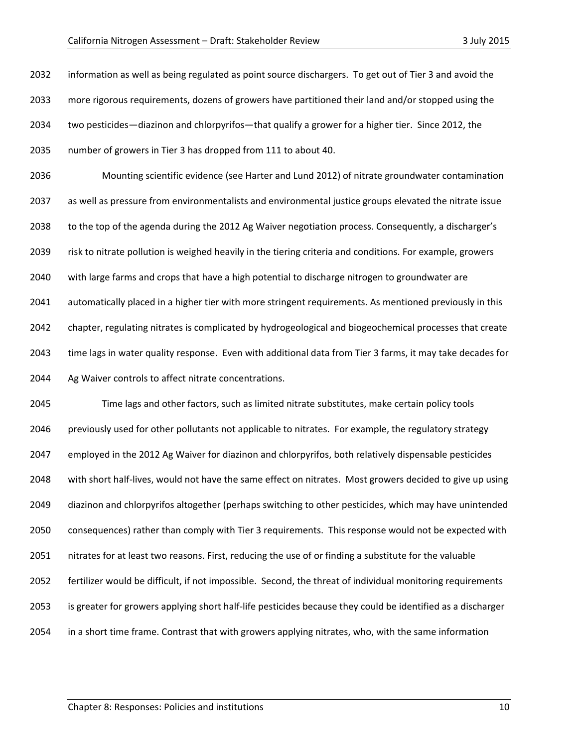information as well as being regulated as point source dischargers. To get out of Tier 3 and avoid the more rigorous requirements, dozens of growers have partitioned their land and/or stopped using the two pesticides—diazinon and chlorpyrifos—that qualify a grower for a higher tier. Since 2012, the number of growers in Tier 3 has dropped from 111 to about 40.

Mounting scientific evidence (see Harter and Lund 2012) of nitrate groundwater contamination as well as pressure from environmentalists and environmental justice groups elevated the nitrate issue to the top of the agenda during the 2012 Ag Waiver negotiation process. Consequently, a discharger's risk to nitrate pollution is weighed heavily in the tiering criteria and conditions. For example, growers with large farms and crops that have a high potential to discharge nitrogen to groundwater are automatically placed in a higher tier with more stringent requirements. As mentioned previously in this chapter, regulating nitrates is complicated by hydrogeological and biogeochemical processes that create time lags in water quality response. Even with additional data from Tier 3 farms, it may take decades for Ag Waiver controls to affect nitrate concentrations.

Time lags and other factors, such as limited nitrate substitutes, make certain policy tools previously used for other pollutants not applicable to nitrates. For example, the regulatory strategy employed in the 2012 Ag Waiver for diazinon and chlorpyrifos, both relatively dispensable pesticides with short half-lives, would not have the same effect on nitrates. Most growers decided to give up using diazinon and chlorpyrifos altogether (perhaps switching to other pesticides, which may have unintended consequences) rather than comply with Tier 3 requirements. This response would not be expected with nitrates for at least two reasons. First, reducing the use of or finding a substitute for the valuable fertilizer would be difficult, if not impossible. Second, the threat of individual monitoring requirements is greater for growers applying short half-life pesticides because they could be identified as a discharger in a short time frame. Contrast that with growers applying nitrates, who, with the same information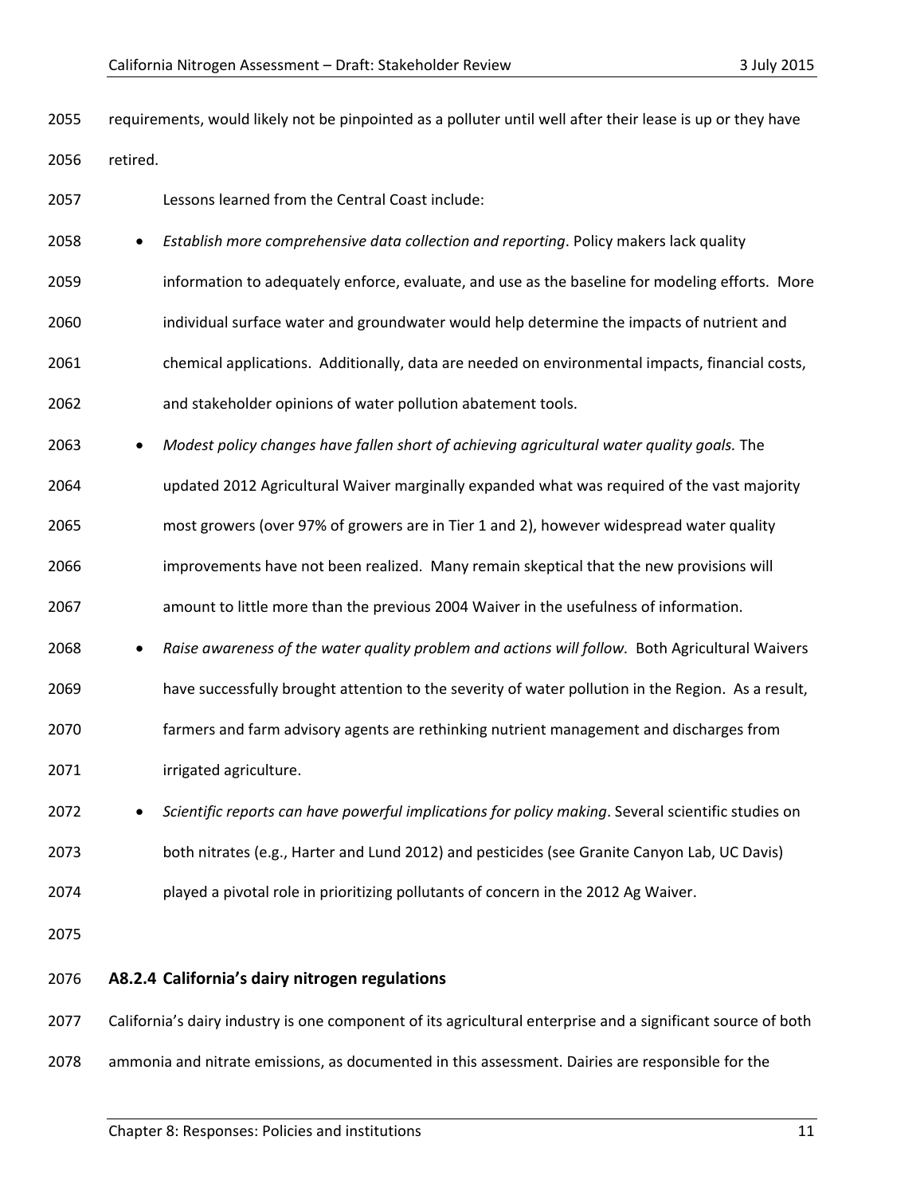requirements, would likely not be pinpointed as a polluter until well after their lease is up or they have retired.

Lessons learned from the Central Coast include:

- *Establish more comprehensive data collection and reporting*. Policy makers lack quality information to adequately enforce, evaluate, and use as the baseline for modeling efforts. More individual surface water and groundwater would help determine the impacts of nutrient and chemical applications. Additionally, data are needed on environmental impacts, financial costs, and stakeholder opinions of water pollution abatement tools.
- *Modest policy changes have fallen short of achieving agricultural water quality goals.* The updated 2012 Agricultural Waiver marginally expanded what was required of the vast majority most growers (over 97% of growers are in Tier 1 and 2), however widespread water quality improvements have not been realized. Many remain skeptical that the new provisions will amount to little more than the previous 2004 Waiver in the usefulness of information.
- *Raise awareness of the water quality problem and actions will follow.* Both Agricultural Waivers have successfully brought attention to the severity of water pollution in the Region. As a result, farmers and farm advisory agents are rethinking nutrient management and discharges from irrigated agriculture.
- *Scientific reports can have powerful implications for policy making*. Several scientific studies on both nitrates (e.g., Harter and Lund 2012) and pesticides (see Granite Canyon Lab, UC Davis) played a pivotal role in prioritizing pollutants of concern in the 2012 Ag Waiver.

### A8.2.4 California's dairy nitrogen regulations

California's dairy industry is one component of its agricultural enterprise and a significant source of both ammonia and nitrate emissions, as documented in this assessment. Dairies are responsible for the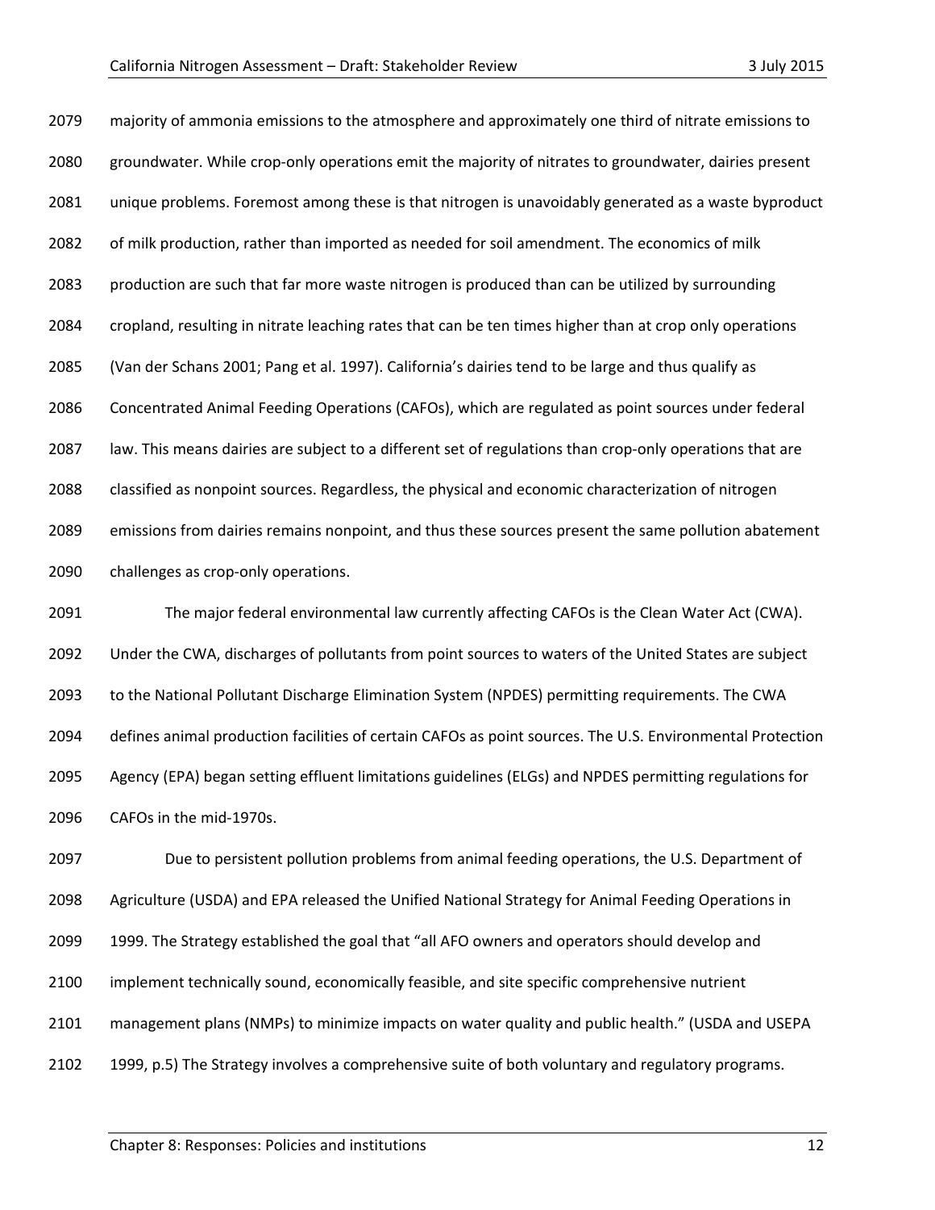majority of ammonia emissions to the atmosphere and approximately one third of nitrate emissions to groundwater. While crop-only operations emit the majority of nitrates to groundwater, dairies present unique problems. Foremost among these is that nitrogen is unavoidably generated as a waste byproduct of milk production, rather than imported as needed for soil amendment. The economics of milk production are such that far more waste nitrogen is produced than can be utilized by surrounding cropland, resulting in nitrate leaching rates that can be ten times higher than at crop only operations (Van der Schans 2001; Pang et al. 1997). California's dairies tend to be large and thus qualify as Concentrated Animal Feeding Operations (CAFOs), which are regulated as point sources under federal law. This means dairies are subject to a different set of regulations than crop-only operations that are classified as nonpoint sources. Regardless, the physical and economic characterization of nitrogen emissions from dairies remains nonpoint, and thus these sources present the same pollution abatement challenges as crop-only operations.

The major federal environmental law currently affecting CAFOs is the Clean Water Act (CWA). Under the CWA, discharges of pollutants from point sources to waters of the United States are subject to the National Pollutant Discharge Elimination System (NPDES) permitting requirements. The CWA defines animal production facilities of certain CAFOs as point sources. The U.S. Environmental Protection Agency (EPA) began setting effluent limitations guidelines (ELGs) and NPDES permitting regulations for CAFOs in the mid-1970s.

Due to persistent pollution problems from animal feeding operations, the U.S. Department of Agriculture (USDA) and EPA released the Unified National Strategy for Animal Feeding Operations in 1999. The Strategy established the goal that "all AFO owners and operators should develop and implement technically sound, economically feasible, and site specific comprehensive nutrient management plans (NMPs) to minimize impacts on water quality and public health." (USDA and USEPA 1999, p.5) The Strategy involves a comprehensive suite of both voluntary and regulatory programs.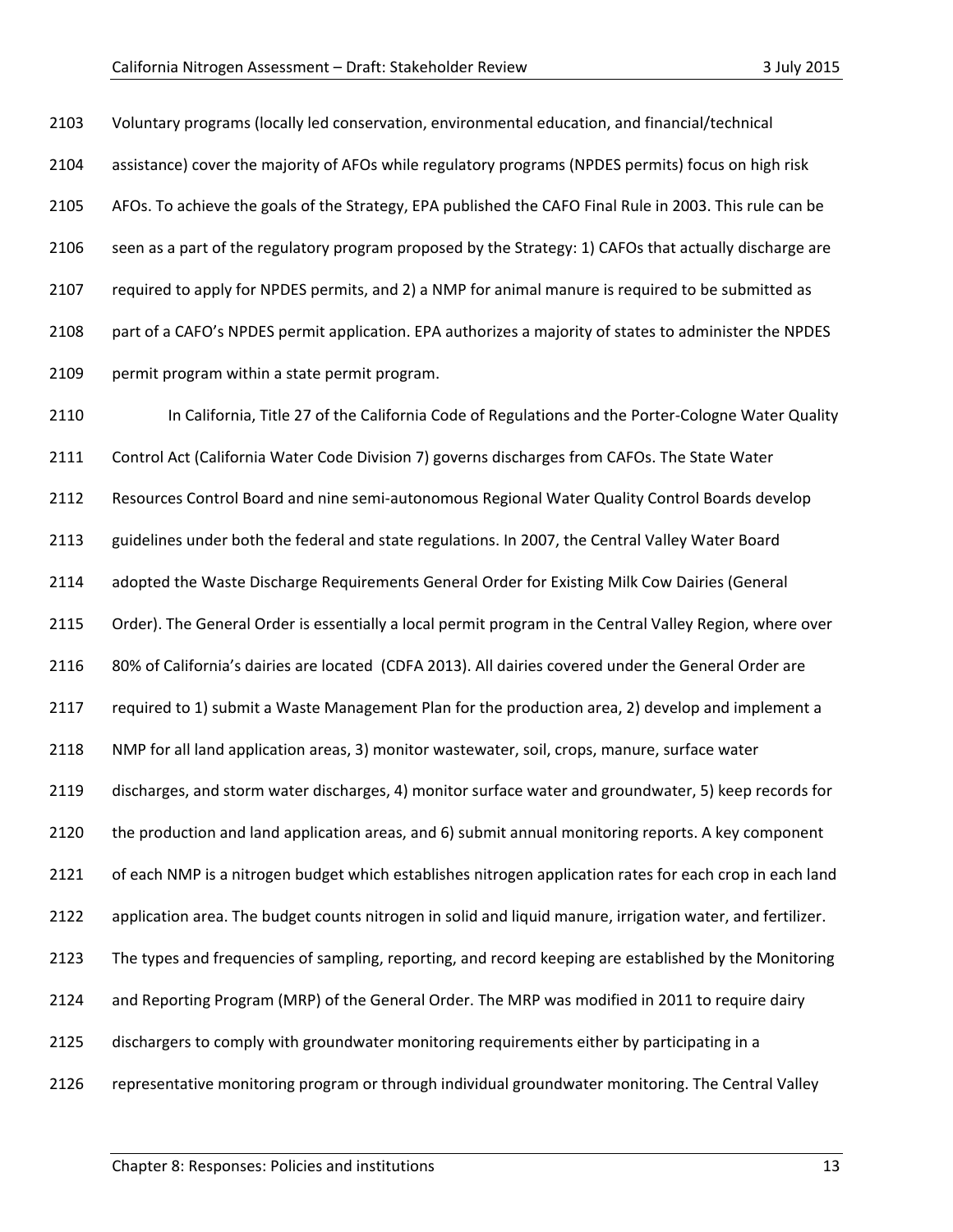Voluntary programs (locally led conservation, environmental education, and financial/technical assistance) cover the majority of AFOs while regulatory programs (NPDES permits) focus on high risk AFOs. To achieve the goals of the Strategy, EPA published the CAFO Final Rule in 2003. This rule can be seen as a part of the regulatory program proposed by the Strategy: 1) CAFOs that actually discharge are required to apply for NPDES permits, and 2) a NMP for animal manure is required to be submitted as part of a CAFO's NPDES permit application. EPA authorizes a majority of states to administer the NPDES permit program within a state permit program.

In California, Title 27 of the California Code of Regulations and the Porter-Cologne Water Quality Control Act (California Water Code Division 7) governs discharges from CAFOs. The State Water Resources Control Board and nine semi-autonomous Regional Water Quality Control Boards develop guidelines under both the federal and state regulations. In 2007, the Central Valley Water Board adopted the Waste Discharge Requirements General Order for Existing Milk Cow Dairies (General Order). The General Order is essentially a local permit program in the Central Valley Region, where over 80% of California's dairies are located (CDFA 2013). All dairies covered under the General Order are required to 1) submit a Waste Management Plan for the production area, 2) develop and implement a NMP for all land application areas, 3) monitor wastewater, soil, crops, manure, surface water discharges, and storm water discharges, 4) monitor surface water and groundwater, 5) keep records for the production and land application areas, and 6) submit annual monitoring reports. A key component of each NMP is a nitrogen budget which establishes nitrogen application rates for each crop in each land application area. The budget counts nitrogen in solid and liquid manure, irrigation water, and fertilizer. The types and frequencies of sampling, reporting, and record keeping are established by the Monitoring and Reporting Program (MRP) of the General Order. The MRP was modified in 2011 to require dairy dischargers to comply with groundwater monitoring requirements either by participating in a representative monitoring program or through individual groundwater monitoring. The Central Valley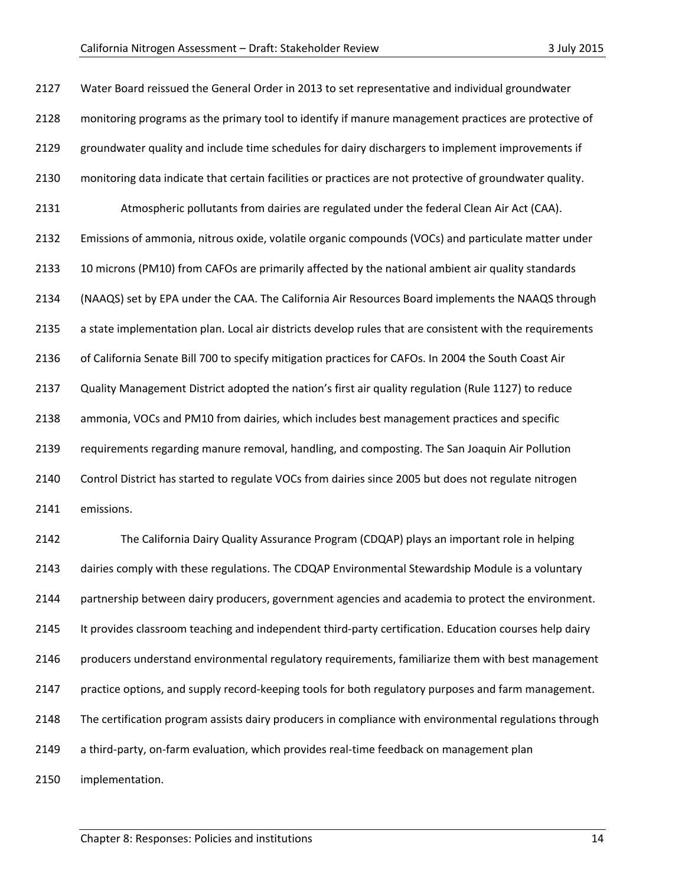Water Board reissued the General Order in 2013 to set representative and individual groundwater monitoring programs as the primary tool to identify if manure management practices are protective of groundwater quality and include time schedules for dairy dischargers to implement improvements if monitoring data indicate that certain facilities or practices are not protective of groundwater quality.

Atmospheric pollutants from dairies are regulated under the federal Clean Air Act (CAA). Emissions of ammonia, nitrous oxide, volatile organic compounds (VOCs) and particulate matter under 10 microns (PM10) from CAFOs are primarily affected by the national ambient air quality standards (NAAQS) set by EPA under the CAA. The California Air Resources Board implements the NAAQS through a state implementation plan. Local air districts develop rules that are consistent with the requirements of California Senate Bill 700 to specify mitigation practices for CAFOs. In 2004 the South Coast Air Quality Management District adopted the nation's first air quality regulation (Rule 1127) to reduce ammonia, VOCs and PM10 from dairies, which includes best management practices and specific requirements regarding manure removal, handling, and composting. The San Joaquin Air Pollution Control District has started to regulate VOCs from dairies since 2005 but does not regulate nitrogen emissions.

The California Dairy Quality Assurance Program (CDQAP) plays an important role in helping dairies comply with these regulations. The CDQAP Environmental Stewardship Module is a voluntary partnership between dairy producers, government agencies and academia to protect the environment. It provides classroom teaching and independent third-party certification. Education courses help dairy producers understand environmental regulatory requirements, familiarize them with best management practice options, and supply record-keeping tools for both regulatory purposes and farm management. The certification program assists dairy producers in compliance with environmental regulations through a third-party, on-farm evaluation, which provides real-time feedback on management plan implementation.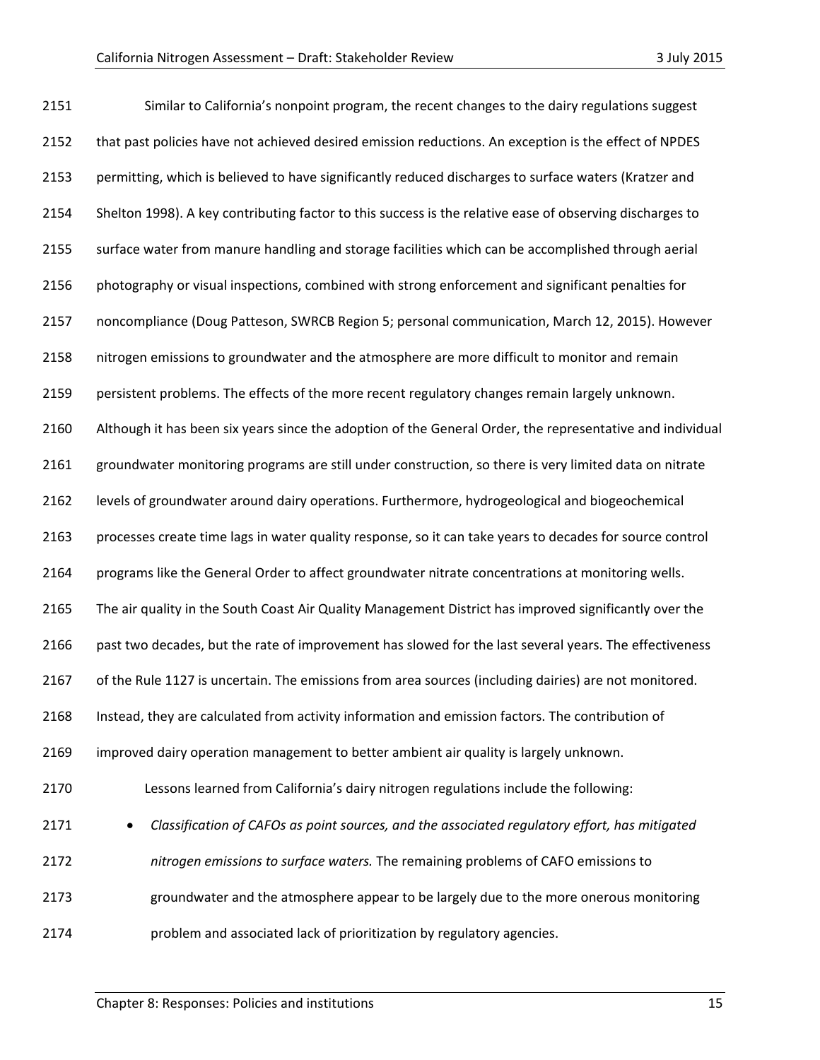Similar to California's nonpoint program, the recent changes to the dairy regulations suggest that past policies have not achieved desired emission reductions. An exception is the effect of NPDES permitting, which is believed to have significantly reduced discharges to surface waters (Kratzer and Shelton 1998). A key contributing factor to this success is the relative ease of observing discharges to surface water from manure handling and storage facilities which can be accomplished through aerial photography or visual inspections, combined with strong enforcement and significant penalties for noncompliance (Doug Patteson, SWRCB Region 5; personal communication, March 12, 2015). However nitrogen emissions to groundwater and the atmosphere are more difficult to monitor and remain persistent problems. The effects of the more recent regulatory changes remain largely unknown. Although it has been six years since the adoption of the General Order, the representative and individual groundwater monitoring programs are still under construction, so there is very limited data on nitrate levels of groundwater around dairy operations. Furthermore, hydrogeological and biogeochemical processes create time lags in water quality response, so it can take years to decades for source control programs like the General Order to affect groundwater nitrate concentrations at monitoring wells. The air quality in the South Coast Air Quality Management District has improved significantly over the past two decades, but the rate of improvement has slowed for the last several years. The effectiveness of the Rule 1127 is uncertain. The emissions from area sources (including dairies) are not monitored. Instead, they are calculated from activity information and emission factors. The contribution of improved dairy operation management to better ambient air quality is largely unknown.

Lessons learned from California's dairy nitrogen regulations include the following:

- *Classification of CAFOs as point sources, and the associated regulatory effort, has mitigated nitrogen emissions to surface waters.* The remaining problems of CAFO emissions to groundwater and the atmosphere appear to be largely due to the more onerous monitoring problem and associated lack of prioritization by regulatory agencies.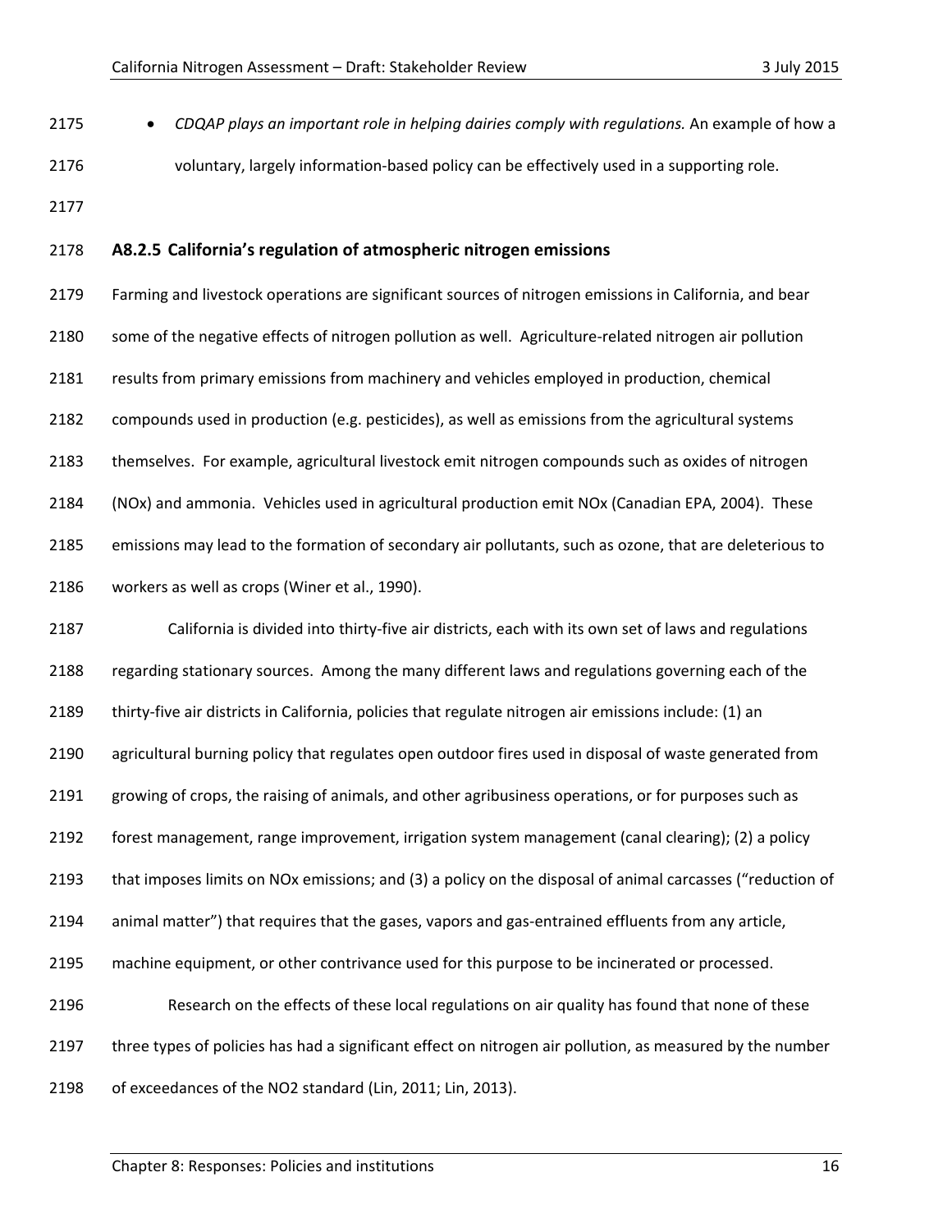- *CDQAP plays an important role in helping dairies comply with regulations.* An example of how a voluntary, largely information-based policy can be effectively used in a supporting role.

### A8.2.5 California's regulation of atmospheric nitrogen emissions

Farming and livestock operations are significant sources of nitrogen emissions in California, and bear some of the negative effects of nitrogen pollution as well. Agriculture-related nitrogen air pollution results from primary emissions from machinery and vehicles employed in production, chemical compounds used in production (e.g. pesticides), as well as emissions from the agricultural systems themselves. For example, agricultural livestock emit nitrogen compounds such as oxides of nitrogen ($NO_x$) and ammonia. Vehicles used in agricultural production emit $NO_x$ (Canadian EPA, 2004). These emissions may lead to the formation of secondary air pollutants, such as ozone, that are deleterious to workers as well as crops (Winer et al., 1990).

California is divided into thirty-five air districts, each with its own set of laws and regulations regarding stationary sources. Among the many different laws and regulations governing each of the thirty-five air districts in California, policies that regulate nitrogen air emissions include: (1) an agricultural burning policy that regulates open outdoor fires used in disposal of waste generated from growing of crops, the raising of animals, and other agribusiness operations, or for purposes such as forest management, range improvement, irrigation system management (canal clearing); (2) a policy that imposes limits on $NO_x$ emissions; and (3) a policy on the disposal of animal carcasses ("reduction of animal matter") that requires that the gases, vapors and gas-entrained effluents from any article, machine equipment, or other contrivance used for this purpose to be incinerated or processed.

Research on the effects of these local regulations on air quality has found that none of these three types of policies has had a significant effect on nitrogen air pollution, as measured by the number of exceedances of the $NO_2$ standard (Lin, 2011; Lin, 2013).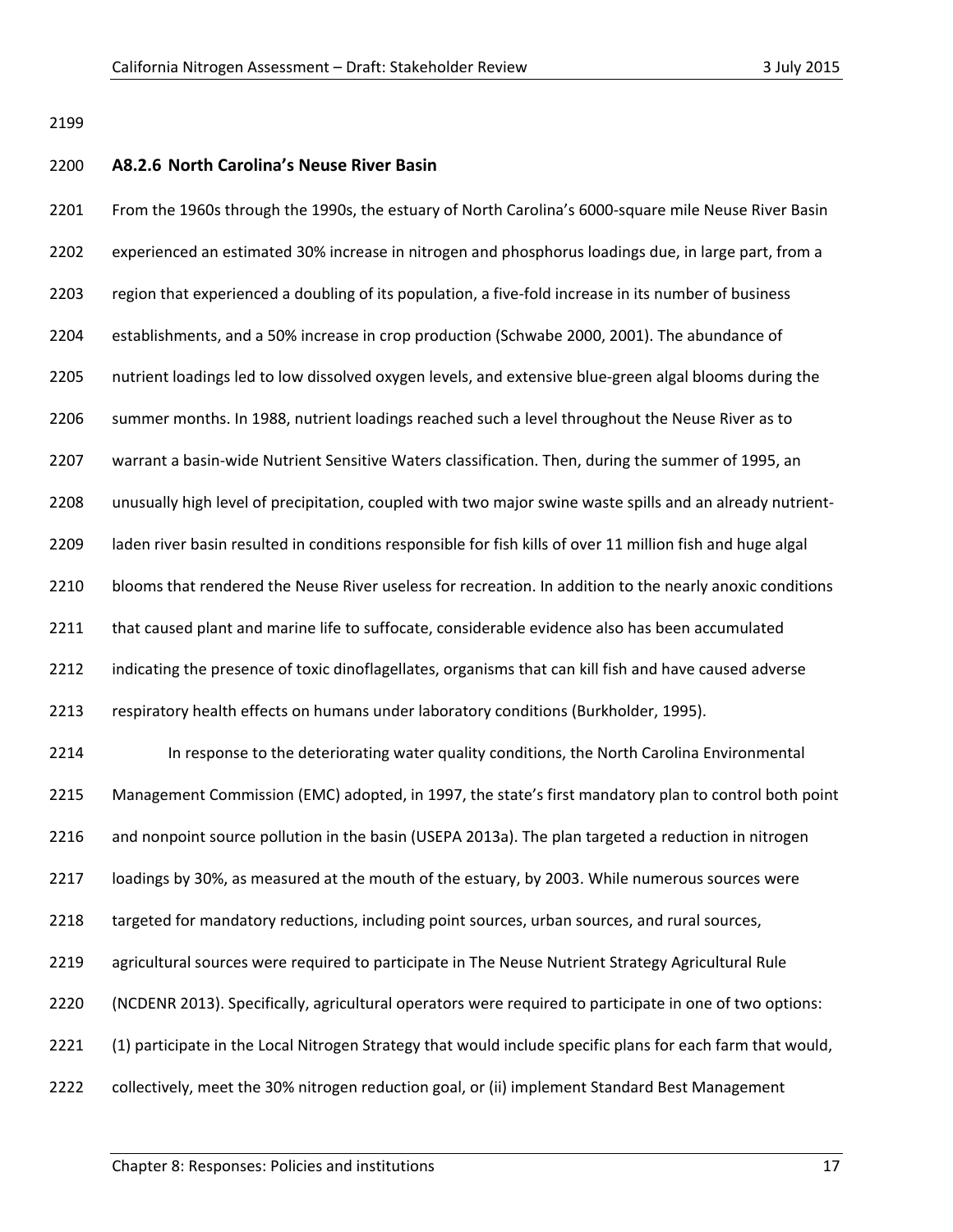### A8.2.6 North Carolina's Neuse River Basin

From the 1960s through the 1990s, the estuary of North Carolina's 6000-square mile Neuse River Basin experienced an estimated 30% increase in nitrogen and phosphorus loadings due, in large part, from a region that experienced a doubling of its population, a five-fold increase in its number of business establishments, and a 50% increase in crop production (Schwabe 2000, 2001). The abundance of nutrient loadings led to low dissolved oxygen levels, and extensive blue-green algal blooms during the summer months. In 1988, nutrient loadings reached such a level throughout the Neuse River as to warrant a basin-wide Nutrient Sensitive Waters classification. Then, during the summer of 1995, an unusually high level of precipitation, coupled with two major swine waste spills and an already nutrient-laden river basin resulted in conditions responsible for fish kills of over 11 million fish and huge algal blooms that rendered the Neuse River useless for recreation. In addition to the nearly anoxic conditions that caused plant and marine life to suffocate, considerable evidence also has been accumulated indicating the presence of toxic dinoflagellates, organisms that can kill fish and have caused adverse respiratory health effects on humans under laboratory conditions (Burkholder, 1995).

In response to the deteriorating water quality conditions, the North Carolina Environmental Management Commission (EMC) adopted, in 1997, the state's first mandatory plan to control both point and nonpoint source pollution in the basin (USEPA 2013a). The plan targeted a reduction in nitrogen loadings by 30%, as measured at the mouth of the estuary, by 2003. While numerous sources were targeted for mandatory reductions, including point sources, urban sources, and rural sources, agricultural sources were required to participate in The Neuse Nutrient Strategy Agricultural Rule (NCDENR 2013). Specifically, agricultural operators were required to participate in one of two options: (1) participate in the Local Nitrogen Strategy that would include specific plans for each farm that would, collectively, meet the 30% nitrogen reduction goal, or (ii) implement Standard Best Management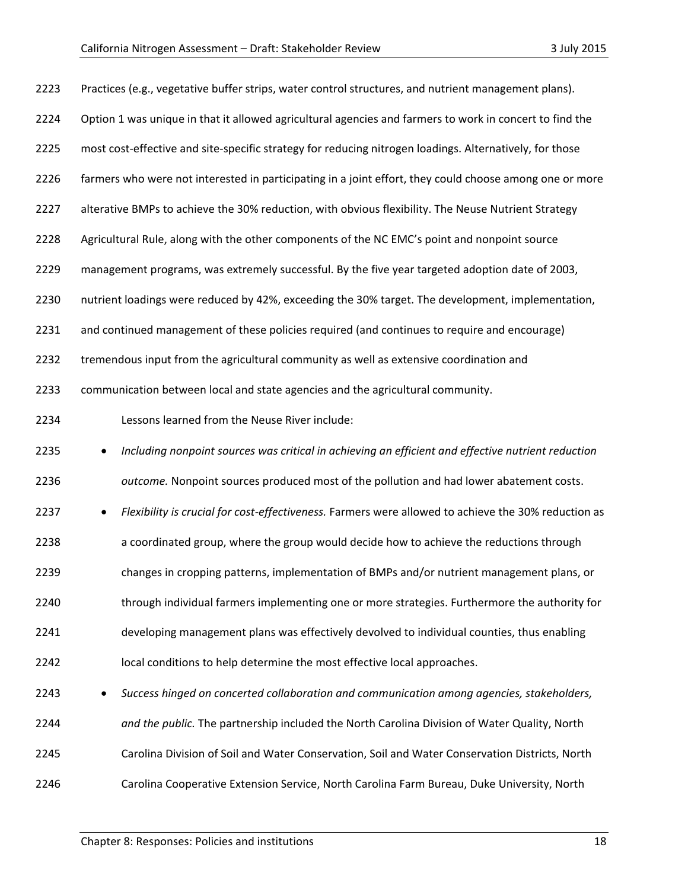Practices (e.g., vegetative buffer strips, water control structures, and nutrient management plans). Option 1 was unique in that it allowed agricultural agencies and farmers to work in concert to find the most cost-effective and site-specific strategy for reducing nitrogen loadings. Alternatively, for those farmers who were not interested in participating in a joint effort, they could choose among one or more alterative BMPs to achieve the 30% reduction, with obvious flexibility. The Neuse Nutrient Strategy Agricultural Rule, along with the other components of the NC EMC's point and nonpoint source management programs, was extremely successful. By the five year targeted adoption date of 2003, nutrient loadings were reduced by 42%, exceeding the 30% target. The development, implementation, and continued management of these policies required (and continues to require and encourage) tremendous input from the agricultural community as well as extensive coordination and communication between local and state agencies and the agricultural community.

Lessons learned from the Neuse River include:

- *Including nonpoint sources was critical in achieving an efficient and effective nutrient reduction outcome.* Nonpoint sources produced most of the pollution and had lower abatement costs.
- *Flexibility is crucial for cost-effectiveness.* Farmers were allowed to achieve the 30% reduction as a coordinated group, where the group would decide how to achieve the reductions through changes in cropping patterns, implementation of BMPs and/or nutrient management plans, or through individual farmers implementing one or more strategies. Furthermore the authority for developing management plans was effectively devolved to individual counties, thus enabling local conditions to help determine the most effective local approaches.
- *Success hinged on concerted collaboration and communication among agencies, stakeholders, and the public.* The partnership included the North Carolina Division of Water Quality, North Carolina Division of Soil and Water Conservation, Soil and Water Conservation Districts, North Carolina Cooperative Extension Service, North Carolina Farm Bureau, Duke University, North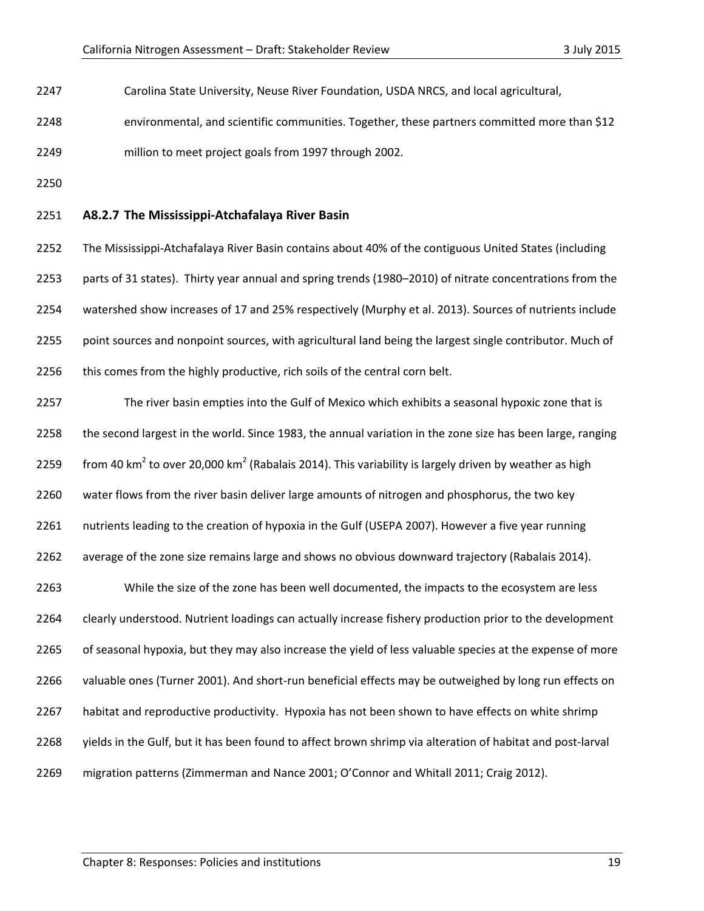Carolina State University, Neuse River Foundation, USDA NRCS, and local agricultural, environmental, and scientific communities. Together, these partners committed more than $12 million to meet project goals from 1997 through 2002.

### A8.2.7 The Mississippi-Atchafalaya River Basin

The Mississippi-Atchafalaya River Basin contains about 40% of the contiguous United States (including parts of 31 states). Thirty year annual and spring trends (1980–2010) of nitrate concentrations from the watershed show increases of 17 and 25% respectively (Murphy et al. 2013). Sources of nutrients include point sources and nonpoint sources, with agricultural land being the largest single contributor. Much of this comes from the highly productive, rich soils of the central corn belt.

The river basin empties into the Gulf of Mexico which exhibits a seasonal hypoxic zone that is the second largest in the world. Since 1983, the annual variation in the zone size has been large, ranging from 40 $km^2$ to over 20,000 $km^2$ (Rabalais 2014). This variability is largely driven by weather as high water flows from the river basin deliver large amounts of nitrogen and phosphorus, the two key nutrients leading to the creation of hypoxia in the Gulf (USEPA 2007). However a five year running average of the zone size remains large and shows no obvious downward trajectory (Rabalais 2014).

While the size of the zone has been well documented, the impacts to the ecosystem are less clearly understood. Nutrient loadings can actually increase fishery production prior to the development of seasonal hypoxia, but they may also increase the yield of less valuable species at the expense of more valuable ones (Turner 2001). And short-run beneficial effects may be outweighed by long run effects on habitat and reproductive productivity. Hypoxia has not been shown to have effects on white shrimp yields in the Gulf, but it has been found to affect brown shrimp via alteration of habitat and post-larval migration patterns (Zimmerman and Nance 2001; O'Connor and Whitall 2011; Craig 2012).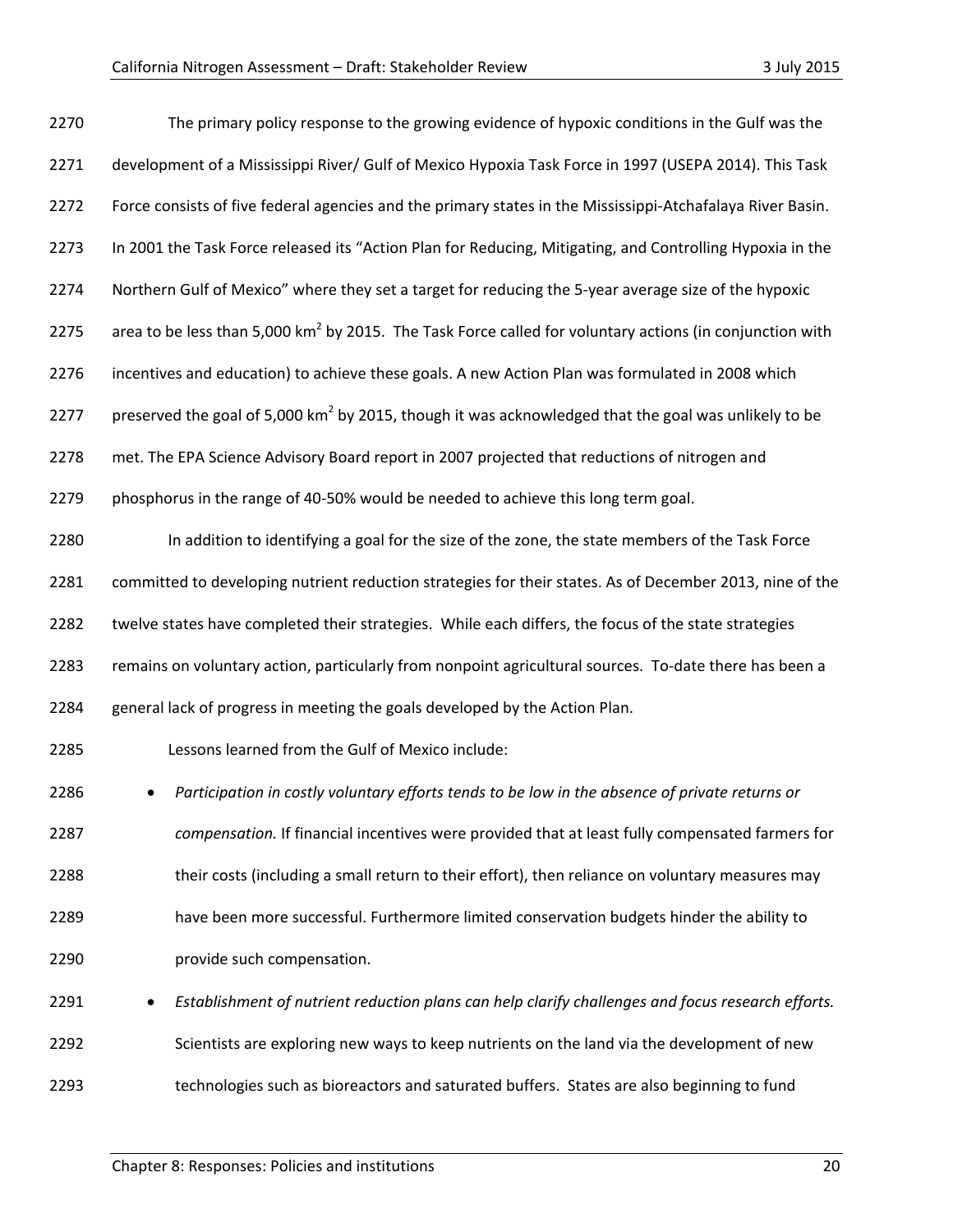The primary policy response to the growing evidence of hypoxic conditions in the Gulf was the development of a Mississippi River/ Gulf of Mexico Hypoxia Task Force in 1997 (USEPA 2014). This Task Force consists of five federal agencies and the primary states in the Mississippi-Atchafalaya River Basin. In 2001 the Task Force released its "Action Plan for Reducing, Mitigating, and Controlling Hypoxia in the Northern Gulf of Mexico" where they set a target for reducing the 5-year average size of the hypoxic area to be less than 5,000 $km^2$ by 2015. The Task Force called for voluntary actions (in conjunction with incentives and education) to achieve these goals. A new Action Plan was formulated in 2008 which preserved the goal of 5,000 $km^2$ by 2015, though it was acknowledged that the goal was unlikely to be met. The EPA Science Advisory Board report in 2007 projected that reductions of nitrogen and phosphorus in the range of 40-50% would be needed to achieve this long term goal.

In addition to identifying a goal for the size of the zone, the state members of the Task Force committed to developing nutrient reduction strategies for their states. As of December 2013, nine of the twelve states have completed their strategies. While each differs, the focus of the state strategies remains on voluntary action, particularly from nonpoint agricultural sources. To-date there has been a general lack of progress in meeting the goals developed by the Action Plan.

Lessons learned from the Gulf of Mexico include:

- *Participation in costly voluntary efforts tends to be low in the absence of private returns or compensation.* If financial incentives were provided that at least fully compensated farmers for their costs (including a small return to their effort), then reliance on voluntary measures may have been more successful. Furthermore limited conservation budgets hinder the ability to provide such compensation.
- *Establishment of nutrient reduction plans can help clarify challenges and focus research efforts.* Scientists are exploring new ways to keep nutrients on the land via the development of new technologies such as bioreactors and saturated buffers. States are also beginning to fund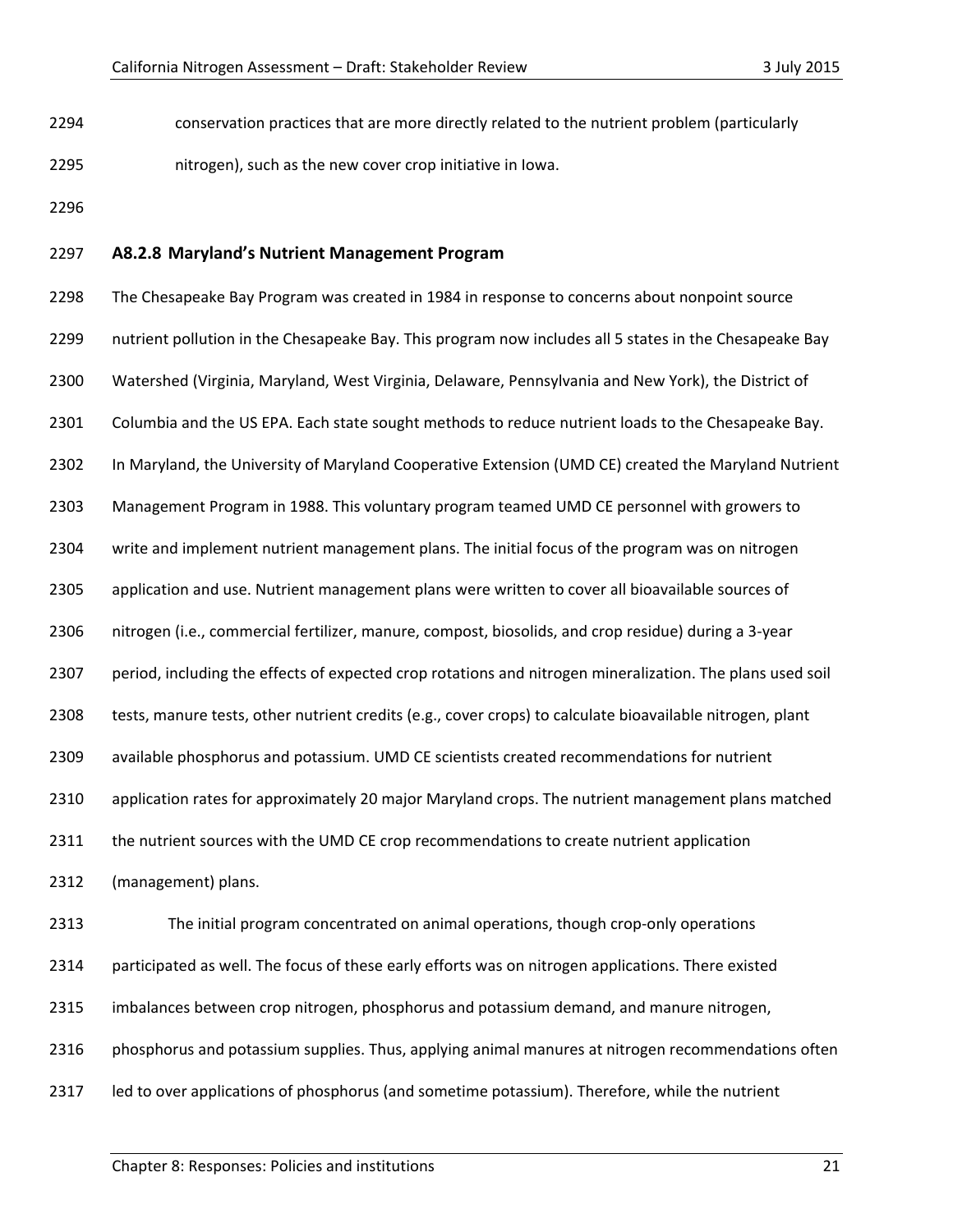conservation practices that are more directly related to the nutrient problem (particularly nitrogen), such as the new cover crop initiative in Iowa.

### A8.2.8 Maryland's Nutrient Management Program

The Chesapeake Bay Program was created in 1984 in response to concerns about nonpoint source nutrient pollution in the Chesapeake Bay. This program now includes all 5 states in the Chesapeake Bay Watershed (Virginia, Maryland, West Virginia, Delaware, Pennsylvania and New York), the District of Columbia and the US EPA. Each state sought methods to reduce nutrient loads to the Chesapeake Bay. In Maryland, the University of Maryland Cooperative Extension (UMD CE) created the Maryland Nutrient Management Program in 1988. This voluntary program teamed UMD CE personnel with growers to write and implement nutrient management plans. The initial focus of the program was on nitrogen application and use. Nutrient management plans were written to cover all bioavailable sources of nitrogen (i.e., commercial fertilizer, manure, compost, biosolids, and crop residue) during a 3-year period, including the effects of expected crop rotations and nitrogen mineralization. The plans used soil tests, manure tests, other nutrient credits (e.g., cover crops) to calculate bioavailable nitrogen, plant available phosphorus and potassium. UMD CE scientists created recommendations for nutrient application rates for approximately 20 major Maryland crops. The nutrient management plans matched the nutrient sources with the UMD CE crop recommendations to create nutrient application (management) plans.

The initial program concentrated on animal operations, though crop-only operations participated as well. The focus of these early efforts was on nitrogen applications. There existed imbalances between crop nitrogen, phosphorus and potassium demand, and manure nitrogen, phosphorus and potassium supplies. Thus, applying animal manures at nitrogen recommendations often led to over applications of phosphorus (and sometime potassium). Therefore, while the nutrient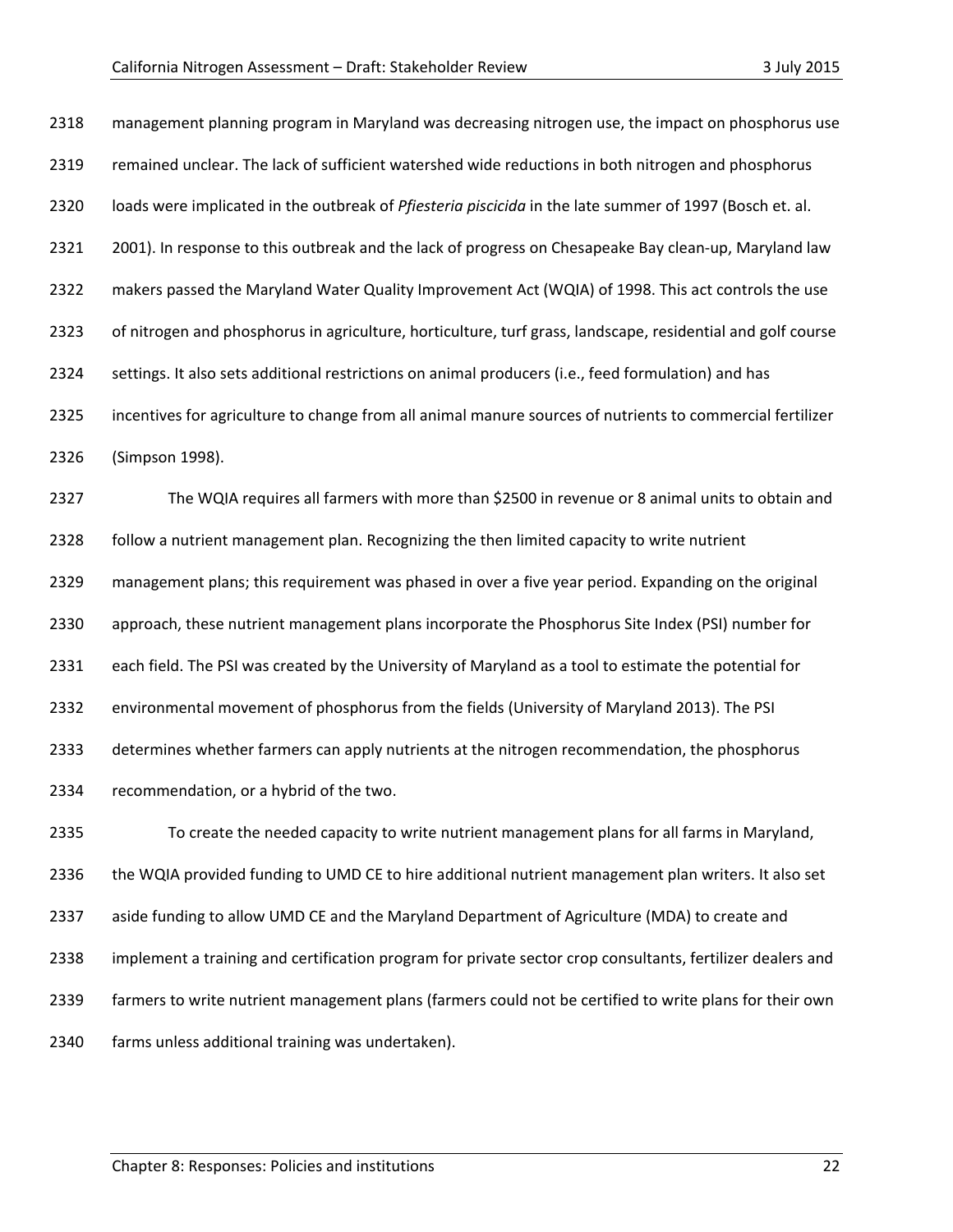management planning program in Maryland was decreasing nitrogen use, the impact on phosphorus use remained unclear. The lack of sufficient watershed wide reductions in both nitrogen and phosphorus loads were implicated in the outbreak of *Pfiesteria piscicida* in the late summer of 1997 (Bosch et. al. 2001). In response to this outbreak and the lack of progress on Chesapeake Bay clean-up, Maryland law makers passed the Maryland Water Quality Improvement Act (WQIA) of 1998. This act controls the use of nitrogen and phosphorus in agriculture, horticulture, turf grass, landscape, residential and golf course settings. It also sets additional restrictions on animal producers (i.e., feed formulation) and has incentives for agriculture to change from all animal manure sources of nutrients to commercial fertilizer (Simpson 1998).

The WQIA requires all farmers with more than $2500 in revenue or 8 animal units to obtain and follow a nutrient management plan. Recognizing the then limited capacity to write nutrient management plans; this requirement was phased in over a five year period. Expanding on the original approach, these nutrient management plans incorporate the Phosphorus Site Index (PSI) number for each field. The PSI was created by the University of Maryland as a tool to estimate the potential for environmental movement of phosphorus from the fields (University of Maryland 2013). The PSI determines whether farmers can apply nutrients at the nitrogen recommendation, the phosphorus recommendation, or a hybrid of the two.

To create the needed capacity to write nutrient management plans for all farms in Maryland, the WQIA provided funding to UMD CE to hire additional nutrient management plan writers. It also set aside funding to allow UMD CE and the Maryland Department of Agriculture (MDA) to create and implement a training and certification program for private sector crop consultants, fertilizer dealers and farmers to write nutrient management plans (farmers could not be certified to write plans for their own farms unless additional training was undertaken).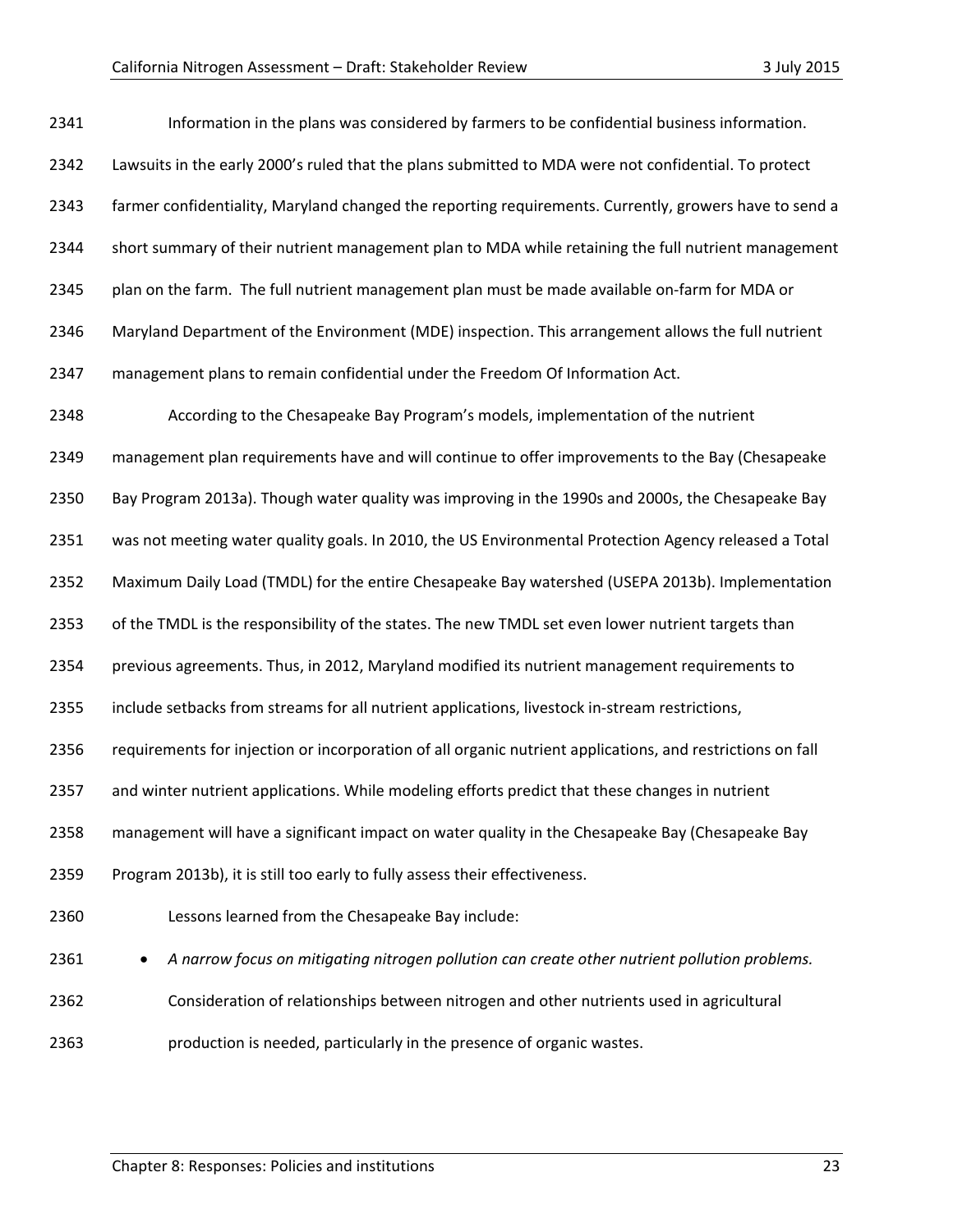Information in the plans was considered by farmers to be confidential business information. Lawsuits in the early 2000's ruled that the plans submitted to MDA were not confidential. To protect farmer confidentiality, Maryland changed the reporting requirements. Currently, growers have to send a short summary of their nutrient management plan to MDA while retaining the full nutrient management plan on the farm. The full nutrient management plan must be made available on-farm for MDA or Maryland Department of the Environment (MDE) inspection. This arrangement allows the full nutrient management plans to remain confidential under the Freedom Of Information Act.

According to the Chesapeake Bay Program's models, implementation of the nutrient management plan requirements have and will continue to offer improvements to the Bay (Chesapeake Bay Program 2013a). Though water quality was improving in the 1990s and 2000s, the Chesapeake Bay was not meeting water quality goals. In 2010, the US Environmental Protection Agency released a Total Maximum Daily Load (TMDL) for the entire Chesapeake Bay watershed (USEPA 2013b). Implementation of the TMDL is the responsibility of the states. The new TMDL set even lower nutrient targets than previous agreements. Thus, in 2012, Maryland modified its nutrient management requirements to include setbacks from streams for all nutrient applications, livestock in-stream restrictions, requirements for injection or incorporation of all organic nutrient applications, and restrictions on fall and winter nutrient applications. While modeling efforts predict that these changes in nutrient management will have a significant impact on water quality in the Chesapeake Bay (Chesapeake Bay Program 2013b), it is still too early to fully assess their effectiveness.

Lessons learned from the Chesapeake Bay include:

- *A narrow focus on mitigating nitrogen pollution can create other nutrient pollution problems.* Consideration of relationships between nitrogen and other nutrients used in agricultural production is needed, particularly in the presence of organic wastes.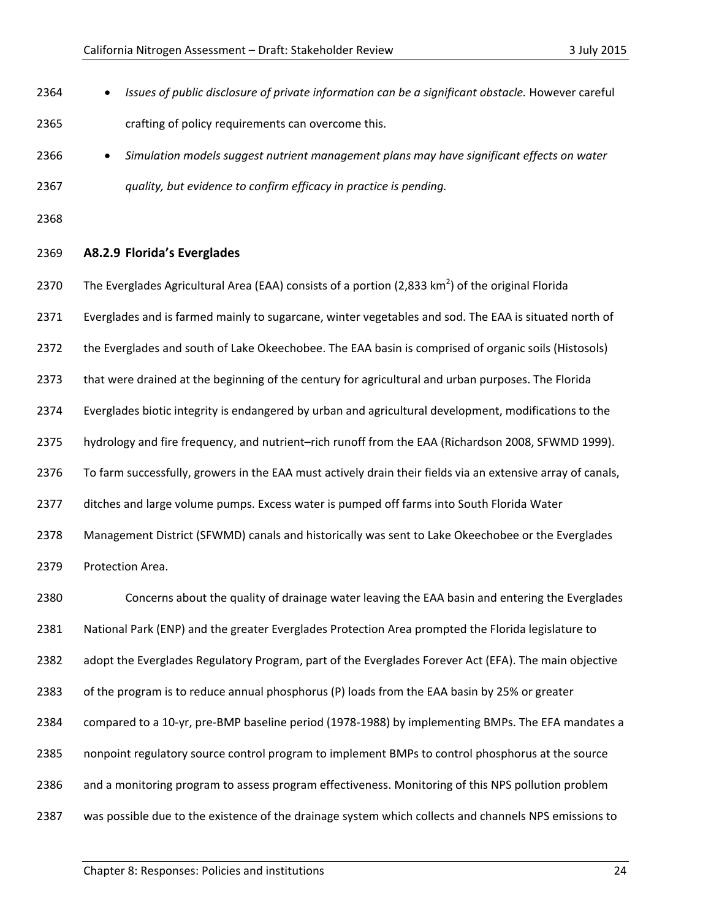- *Issues of public disclosure of private information can be a significant obstacle.* However careful crafting of policy requirements can overcome this.
- *Simulation models suggest nutrient management plans may have significant effects on water quality, but evidence to confirm efficacy in practice is pending.*

### A8.2.9 Florida's Everglades

The Everglades Agricultural Area (EAA) consists of a portion (2,833 km$^2$) of the original Florida Everglades and is farmed mainly to sugarcane, winter vegetables and sod. The EAA is situated north of the Everglades and south of Lake Okeechobee. The EAA basin is comprised of organic soils (Histosols) that were drained at the beginning of the century for agricultural and urban purposes. The Florida Everglades biotic integrity is endangered by urban and agricultural development, modifications to the hydrology and fire frequency, and nutrient–rich runoff from the EAA (Richardson 2008, SFWMD 1999). To farm successfully, growers in the EAA must actively drain their fields via an extensive array of canals, ditches and large volume pumps. Excess water is pumped off farms into South Florida Water Management District (SFWMD) canals and historically was sent to Lake Okeechobee or the Everglades Protection Area.

Concerns about the quality of drainage water leaving the EAA basin and entering the Everglades National Park (ENP) and the greater Everglades Protection Area prompted the Florida legislature to adopt the Everglades Regulatory Program, part of the Everglades Forever Act (EFA). The main objective of the program is to reduce annual phosphorus (P) loads from the EAA basin by 25% or greater compared to a 10-yr, pre-BMP baseline period (1978-1988) by implementing BMPs. The EFA mandates a nonpoint regulatory source control program to implement BMPs to control phosphorus at the source and a monitoring program to assess program effectiveness. Monitoring of this NPS pollution problem was possible due to the existence of the drainage system which collects and channels NPS emissions to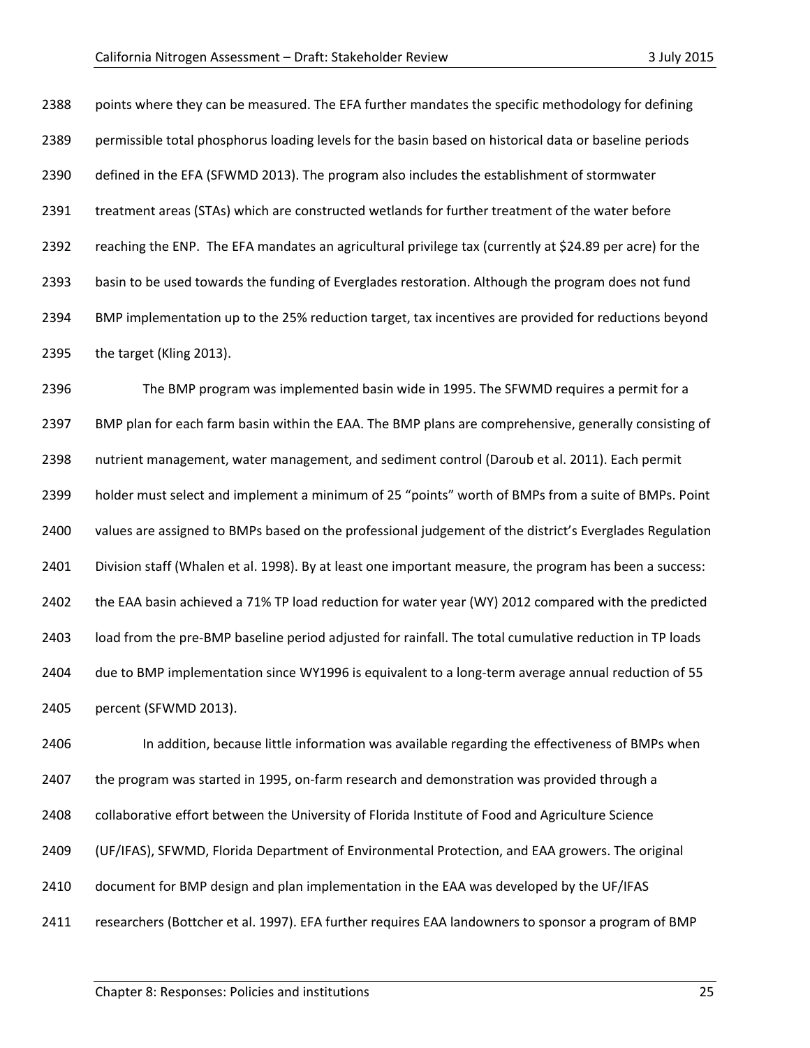points where they can be measured. The EFA further mandates the specific methodology for defining permissible total phosphorus loading levels for the basin based on historical data or baseline periods defined in the EFA (SFWMD 2013). The program also includes the establishment of stormwater treatment areas (STAs) which are constructed wetlands for further treatment of the water before reaching the ENP. The EFA mandates an agricultural privilege tax (currently at $24.89 per acre) for the basin to be used towards the funding of Everglades restoration. Although the program does not fund BMP implementation up to the 25% reduction target, tax incentives are provided for reductions beyond the target (Kling 2013).

The BMP program was implemented basin wide in 1995. The SFWMD requires a permit for a BMP plan for each farm basin within the EAA. The BMP plans are comprehensive, generally consisting of nutrient management, water management, and sediment control (Daroub et al. 2011). Each permit holder must select and implement a minimum of 25 "points" worth of BMPs from a suite of BMPs. Point values are assigned to BMPs based on the professional judgement of the district's Everglades Regulation Division staff (Whalen et al. 1998). By at least one important measure, the program has been a success: the EAA basin achieved a 71% TP load reduction for water year (WY) 2012 compared with the predicted load from the pre-BMP baseline period adjusted for rainfall. The total cumulative reduction in TP loads due to BMP implementation since WY1996 is equivalent to a long-term average annual reduction of 55 percent (SFWMD 2013).

In addition, because little information was available regarding the effectiveness of BMPs when the program was started in 1995, on-farm research and demonstration was provided through a collaborative effort between the University of Florida Institute of Food and Agriculture Science (UF/IFAS), SFWMD, Florida Department of Environmental Protection, and EAA growers. The original document for BMP design and plan implementation in the EAA was developed by the UF/IFAS researchers (Bottcher et al. 1997). EFA further requires EAA landowners to sponsor a program of BMP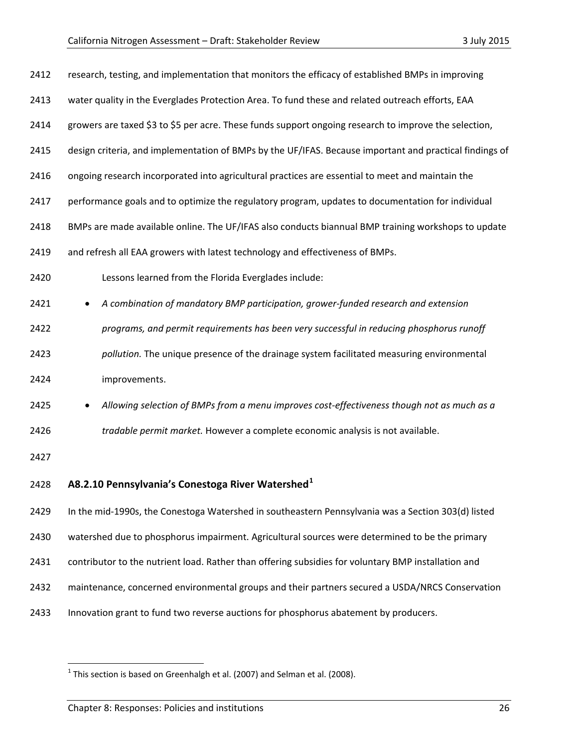research, testing, and implementation that monitors the efficacy of established BMPs in improving water quality in the Everglades Protection Area. To fund these and related outreach efforts, EAA growers are taxed \$3 to \$5 per acre. These funds support ongoing research to improve the selection, design criteria, and implementation of BMPs by the UF/IFAS. Because important and practical findings of ongoing research incorporated into agricultural practices are essential to meet and maintain the performance goals and to optimize the regulatory program, updates to documentation for individual BMPs are made available online. The UF/IFAS also conducts biannual BMP training workshops to update and refresh all EAA growers with latest technology and effectiveness of BMPs.

Lessons learned from the Florida Everglades include:

- *A combination of mandatory BMP participation, grower-funded research and extension programs, and permit requirements has been very successful in reducing phosphorus runoff pollution.* The unique presence of the drainage system facilitated measuring environmental improvements.
- *Allowing selection of BMPs from a menu improves cost-effectiveness though not as much as a tradable permit market.* However a complete economic analysis is not available.

### A8.2.10 Pennsylvania's Conestoga River Watershed[1]

In the mid-1990s, the Conestoga Watershed in southeastern Pennsylvania was a Section 303(d) listed watershed due to phosphorus impairment. Agricultural sources were determined to be the primary contributor to the nutrient load. Rather than offering subsidies for voluntary BMP installation and maintenance, concerned environmental groups and their partners secured a USDA/NRCS Conservation Innovation grant to fund two reverse auctions for phosphorus abatement by producers.

[1] This section is based on Greenhalgh et al. (2007) and Selman et al. (2008).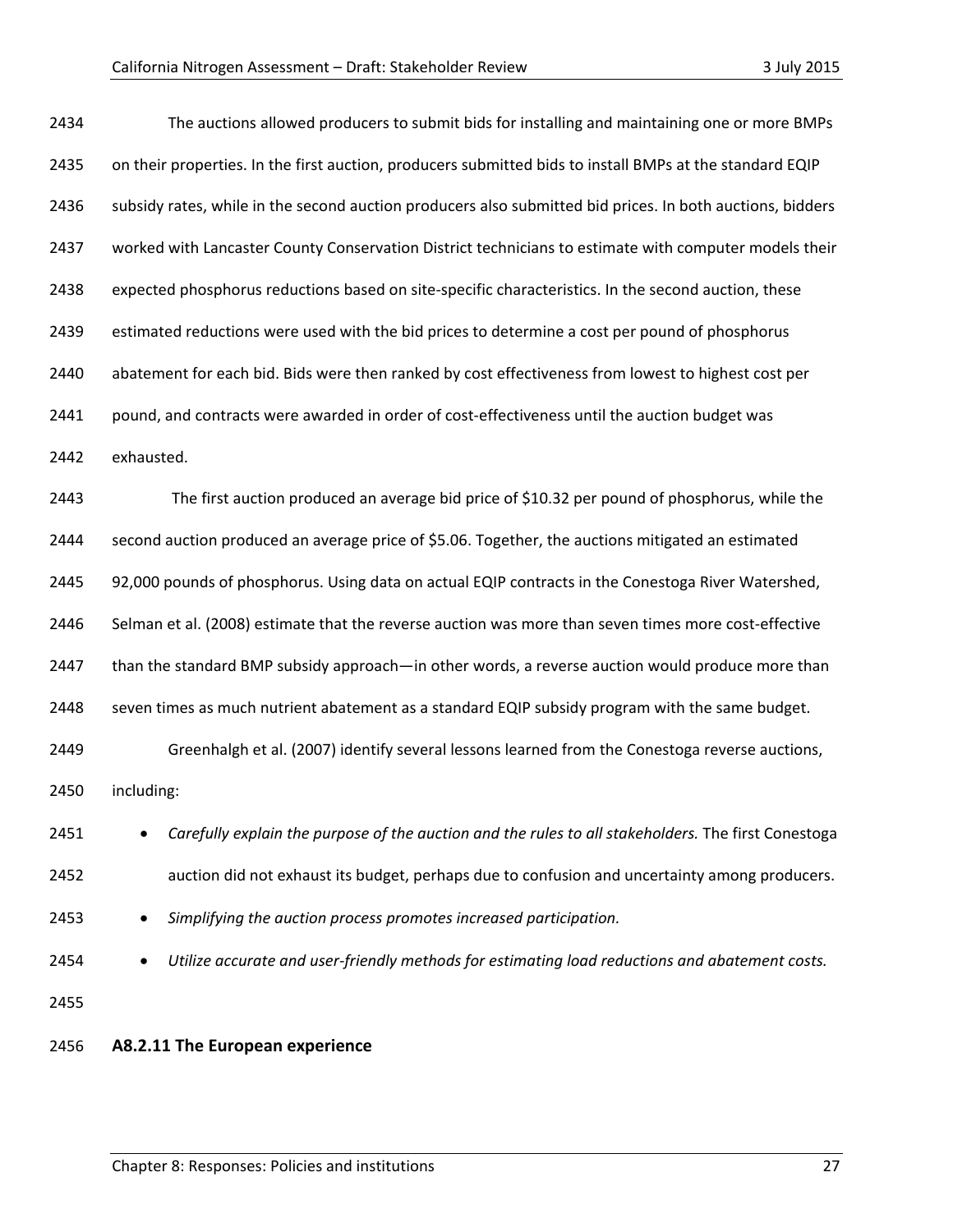The auctions allowed producers to submit bids for installing and maintaining one or more BMPs on their properties. In the first auction, producers submitted bids to install BMPs at the standard EQIP subsidy rates, while in the second auction producers also submitted bid prices. In both auctions, bidders worked with Lancaster County Conservation District technicians to estimate with computer models their expected phosphorus reductions based on site-specific characteristics. In the second auction, these estimated reductions were used with the bid prices to determine a cost per pound of phosphorus abatement for each bid. Bids were then ranked by cost effectiveness from lowest to highest cost per pound, and contracts were awarded in order of cost-effectiveness until the auction budget was exhausted.

The first auction produced an average bid price of $10.32 per pound of phosphorus, while the second auction produced an average price of $5.06. Together, the auctions mitigated an estimated 92,000 pounds of phosphorus. Using data on actual EQIP contracts in the Conestoga River Watershed, Selman et al. (2008) estimate that the reverse auction was more than seven times more cost-effective than the standard BMP subsidy approach—in other words, a reverse auction would produce more than seven times as much nutrient abatement as a standard EQIP subsidy program with the same budget.

Greenhalgh et al. (2007) identify several lessons learned from the Conestoga reverse auctions, including:

- *Carefully explain the purpose of the auction and the rules to all stakeholders.* The first Conestoga auction did not exhaust its budget, perhaps due to confusion and uncertainty among producers.
- *Simplifying the auction process promotes increased participation.*
- *Utilize accurate and user-friendly methods for estimating load reductions and abatement costs.*

### A8.2.11 The European experience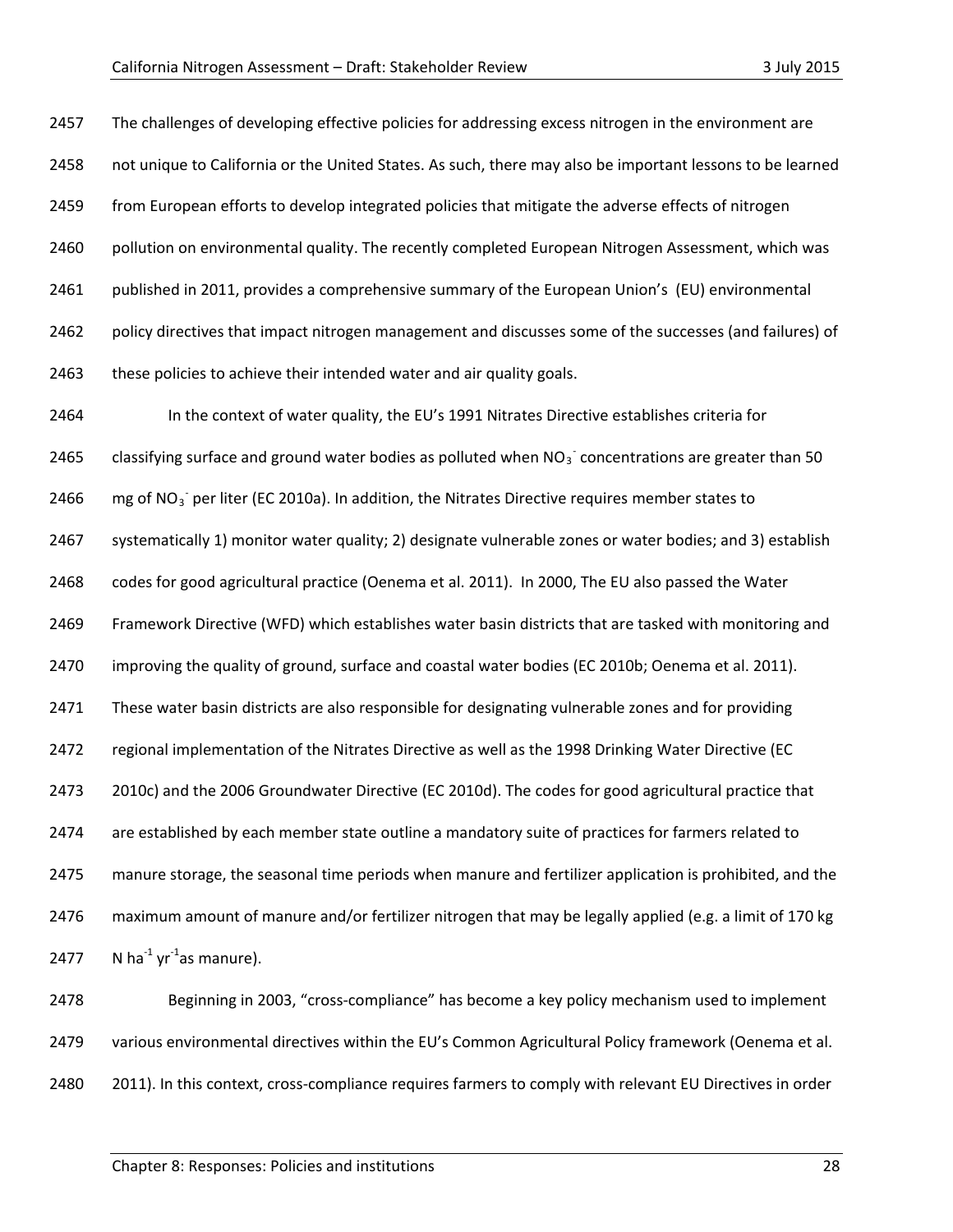The challenges of developing effective policies for addressing excess nitrogen in the environment are not unique to California or the United States. As such, there may also be important lessons to be learned from European efforts to develop integrated policies that mitigate the adverse effects of nitrogen pollution on environmental quality. The recently completed European Nitrogen Assessment, which was published in 2011, provides a comprehensive summary of the European Union's (EU) environmental policy directives that impact nitrogen management and discusses some of the successes (and failures) of these policies to achieve their intended water and air quality goals.

In the context of water quality, the EU's 1991 Nitrates Directive establishes criteria for classifying surface and ground water bodies as polluted when $NO_3^-$ concentrations are greater than 50 mg of $NO_3^-$ per liter (EC 2010a). In addition, the Nitrates Directive requires member states to systematically 1) monitor water quality; 2) designate vulnerable zones or water bodies; and 3) establish codes for good agricultural practice (Oenema et al. 2011). In 2000, The EU also passed the Water Framework Directive (WFD) which establishes water basin districts that are tasked with monitoring and improving the quality of ground, surface and coastal water bodies (EC 2010b; Oenema et al. 2011). These water basin districts are also responsible for designating vulnerable zones and for providing regional implementation of the Nitrates Directive as well as the 1998 Drinking Water Directive (EC 2010c) and the 2006 Groundwater Directive (EC 2010d). The codes for good agricultural practice that are established by each member state outline a mandatory suite of practices for farmers related to manure storage, the seasonal time periods when manure and fertilizer application is prohibited, and the maximum amount of manure and/or fertilizer nitrogen that may be legally applied (e.g. a limit of 170 kg N $ha^{-1}$ $yr^{-1}$as manure).

Beginning in 2003, "cross-compliance" has become a key policy mechanism used to implement various environmental directives within the EU's Common Agricultural Policy framework (Oenema et al. 2011). In this context, cross-compliance requires farmers to comply with relevant EU Directives in order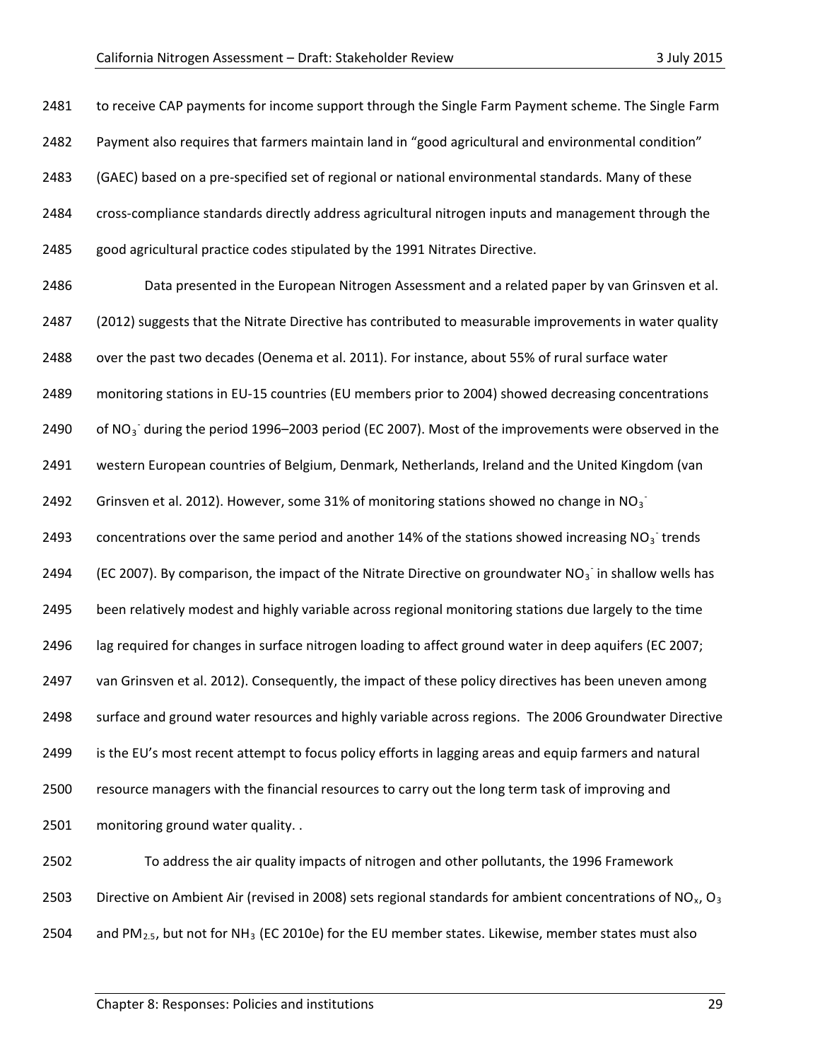to receive CAP payments for income support through the Single Farm Payment scheme. The Single Farm Payment also requires that farmers maintain land in "good agricultural and environmental condition" (GAEC) based on a pre-specified set of regional or national environmental standards. Many of these cross-compliance standards directly address agricultural nitrogen inputs and management through the good agricultural practice codes stipulated by the 1991 Nitrates Directive.

Data presented in the European Nitrogen Assessment and a related paper by van Grinsven et al. (2012) suggests that the Nitrate Directive has contributed to measurable improvements in water quality over the past two decades (Oenema et al. 2011). For instance, about 55% of rural surface water monitoring stations in EU-15 countries (EU members prior to 2004) showed decreasing concentrations of $NO_3^-$ during the period 1996–2003 period (EC 2007). Most of the improvements were observed in the western European countries of Belgium, Denmark, Netherlands, Ireland and the United Kingdom (van Grinsven et al. 2012). However, some 31% of monitoring stations showed no change in $NO_3^-$ concentrations over the same period and another 14% of the stations showed increasing $NO_3^-$ trends (EC 2007). By comparison, the impact of the Nitrate Directive on groundwater $NO_3^-$ in shallow wells has been relatively modest and highly variable across regional monitoring stations due largely to the time lag required for changes in surface nitrogen loading to affect ground water in deep aquifers (EC 2007; van Grinsven et al. 2012). Consequently, the impact of these policy directives has been uneven among surface and ground water resources and highly variable across regions. The 2006 Groundwater Directive is the EU's most recent attempt to focus policy efforts in lagging areas and equip farmers and natural resource managers with the financial resources to carry out the long term task of improving and monitoring ground water quality. .

To address the air quality impacts of nitrogen and other pollutants, the 1996 Framework Directive on Ambient Air (revised in 2008) sets regional standards for ambient concentrations of $NO_x$, $O_3$ and $PM_{2.5}$, but not for $NH_3$ (EC 2010e) for the EU member states. Likewise, member states must also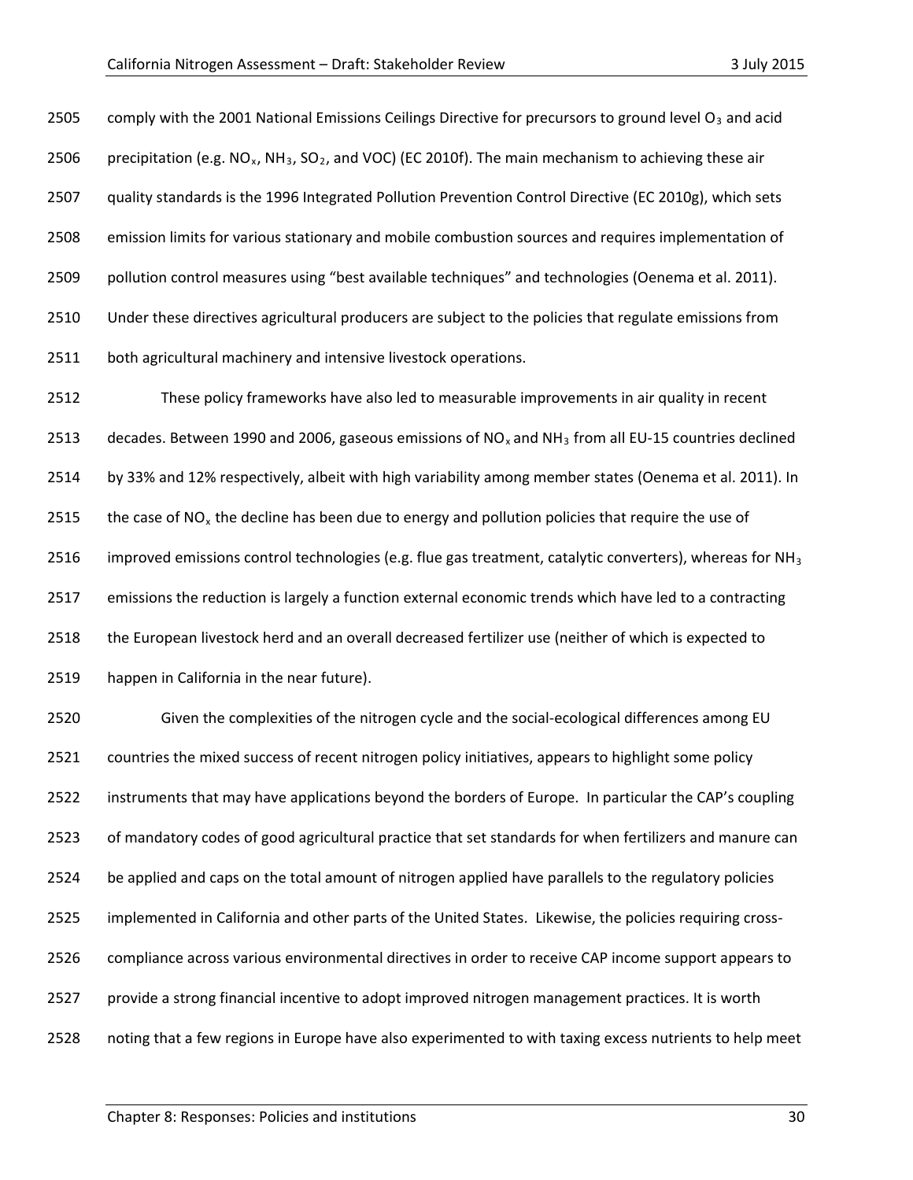comply with the 2001 National Emissions Ceilings Directive for precursors to ground level $O_3$ and acid precipitation (e.g. $NO_x$, $NH_3$, $SO_2$, and VOC) (EC 2010f). The main mechanism to achieving these air quality standards is the 1996 Integrated Pollution Prevention Control Directive (EC 2010g), which sets emission limits for various stationary and mobile combustion sources and requires implementation of pollution control measures using "best available techniques" and technologies (Oenema et al. 2011). Under these directives agricultural producers are subject to the policies that regulate emissions from both agricultural machinery and intensive livestock operations.

These policy frameworks have also led to measurable improvements in air quality in recent decades. Between 1990 and 2006, gaseous emissions of $NO_x$ and $NH_3$ from all EU-15 countries declined by 33% and 12% respectively, albeit with high variability among member states (Oenema et al. 2011). In the case of $NO_x$ the decline has been due to energy and pollution policies that require the use of improved emissions control technologies (e.g. flue gas treatment, catalytic converters), whereas for $NH_3$ emissions the reduction is largely a function external economic trends which have led to a contracting the European livestock herd and an overall decreased fertilizer use (neither of which is expected to happen in California in the near future).

Given the complexities of the nitrogen cycle and the social-ecological differences among EU countries the mixed success of recent nitrogen policy initiatives, appears to highlight some policy instruments that may have applications beyond the borders of Europe. In particular the CAP's coupling of mandatory codes of good agricultural practice that set standards for when fertilizers and manure can be applied and caps on the total amount of nitrogen applied have parallels to the regulatory policies implemented in California and other parts of the United States. Likewise, the policies requiring cross-compliance across various environmental directives in order to receive CAP income support appears to provide a strong financial incentive to adopt improved nitrogen management practices. It is worth noting that a few regions in Europe have also experimented to with taxing excess nutrients to help meet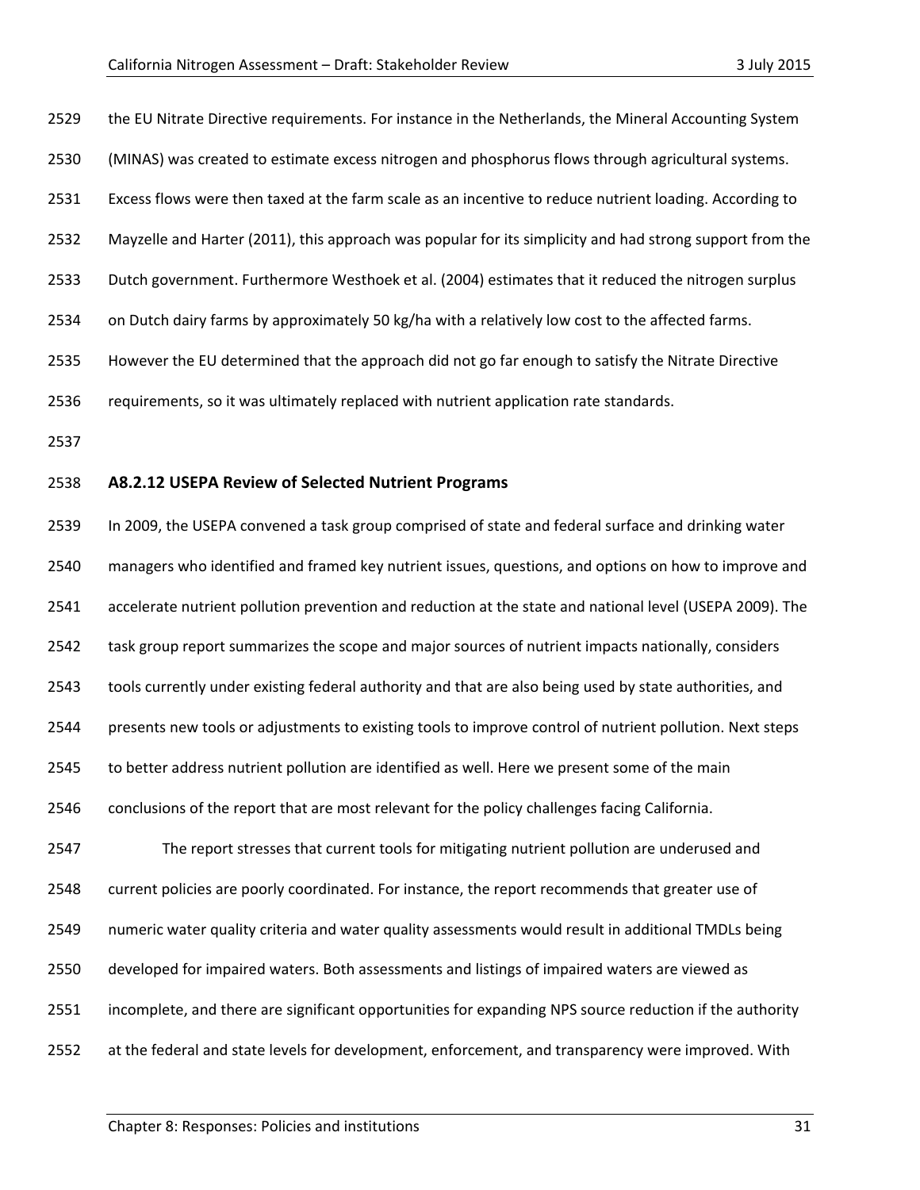the EU Nitrate Directive requirements. For instance in the Netherlands, the Mineral Accounting System (MINAS) was created to estimate excess nitrogen and phosphorus flows through agricultural systems. Excess flows were then taxed at the farm scale as an incentive to reduce nutrient loading. According to Mayzelle and Harter (2011), this approach was popular for its simplicity and had strong support from the Dutch government. Furthermore Westhoek et al. (2004) estimates that it reduced the nitrogen surplus on Dutch dairy farms by approximately 50 kg/ha with a relatively low cost to the affected farms. However the EU determined that the approach did not go far enough to satisfy the Nitrate Directive requirements, so it was ultimately replaced with nutrient application rate standards.

### A8.2.12 USEPA Review of Selected Nutrient Programs

In 2009, the USEPA convened a task group comprised of state and federal surface and drinking water managers who identified and framed key nutrient issues, questions, and options on how to improve and accelerate nutrient pollution prevention and reduction at the state and national level (USEPA 2009). The task group report summarizes the scope and major sources of nutrient impacts nationally, considers tools currently under existing federal authority and that are also being used by state authorities, and presents new tools or adjustments to existing tools to improve control of nutrient pollution. Next steps to better address nutrient pollution are identified as well. Here we present some of the main conclusions of the report that are most relevant for the policy challenges facing California.

The report stresses that current tools for mitigating nutrient pollution are underused and current policies are poorly coordinated. For instance, the report recommends that greater use of numeric water quality criteria and water quality assessments would result in additional TMDLs being developed for impaired waters. Both assessments and listings of impaired waters are viewed as incomplete, and there are significant opportunities for expanding NPS source reduction if the authority at the federal and state levels for development, enforcement, and transparency were improved. With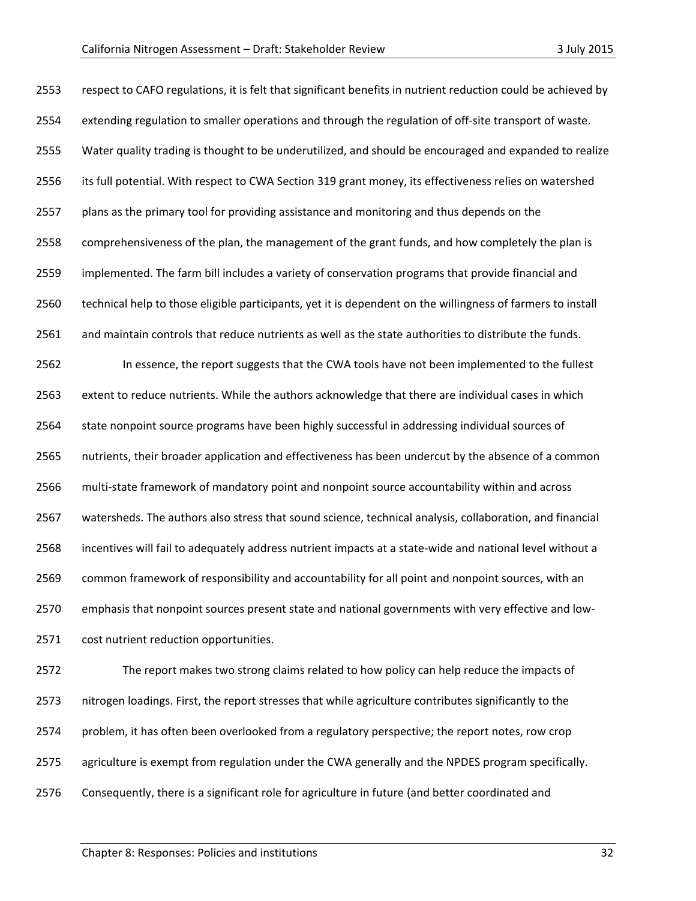respect to CAFO regulations, it is felt that significant benefits in nutrient reduction could be achieved by extending regulation to smaller operations and through the regulation of off-site transport of waste. Water quality trading is thought to be underutilized, and should be encouraged and expanded to realize its full potential. With respect to CWA Section 319 grant money, its effectiveness relies on watershed plans as the primary tool for providing assistance and monitoring and thus depends on the comprehensiveness of the plan, the management of the grant funds, and how completely the plan is implemented. The farm bill includes a variety of conservation programs that provide financial and technical help to those eligible participants, yet it is dependent on the willingness of farmers to install and maintain controls that reduce nutrients as well as the state authorities to distribute the funds.

In essence, the report suggests that the CWA tools have not been implemented to the fullest extent to reduce nutrients. While the authors acknowledge that there are individual cases in which state nonpoint source programs have been highly successful in addressing individual sources of nutrients, their broader application and effectiveness has been undercut by the absence of a common multi-state framework of mandatory point and nonpoint source accountability within and across watersheds. The authors also stress that sound science, technical analysis, collaboration, and financial incentives will fail to adequately address nutrient impacts at a state-wide and national level without a common framework of responsibility and accountability for all point and nonpoint sources, with an emphasis that nonpoint sources present state and national governments with very effective and low-cost nutrient reduction opportunities.

The report makes two strong claims related to how policy can help reduce the impacts of nitrogen loadings. First, the report stresses that while agriculture contributes significantly to the problem, it has often been overlooked from a regulatory perspective; the report notes, row crop agriculture is exempt from regulation under the CWA generally and the NPDES program specifically. Consequently, there is a significant role for agriculture in future (and better coordinated and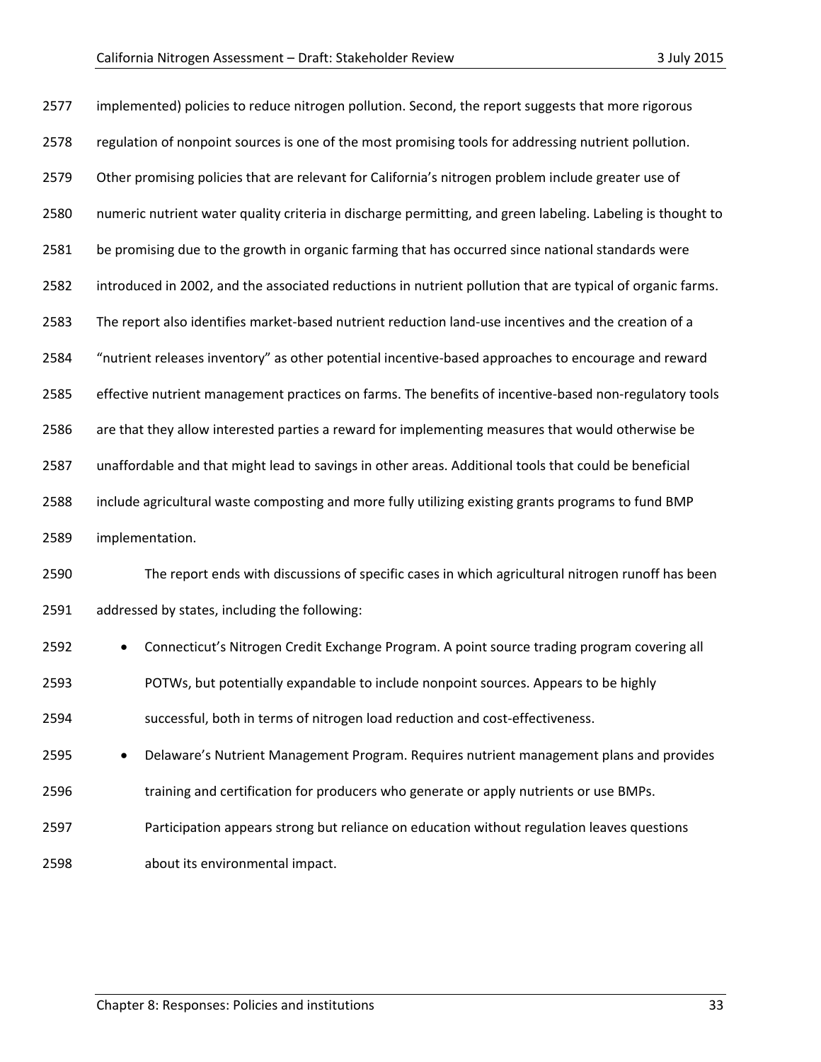implemented) policies to reduce nitrogen pollution. Second, the report suggests that more rigorous regulation of nonpoint sources is one of the most promising tools for addressing nutrient pollution. Other promising policies that are relevant for California's nitrogen problem include greater use of numeric nutrient water quality criteria in discharge permitting, and green labeling. Labeling is thought to be promising due to the growth in organic farming that has occurred since national standards were introduced in 2002, and the associated reductions in nutrient pollution that are typical of organic farms. The report also identifies market-based nutrient reduction land-use incentives and the creation of a "nutrient releases inventory" as other potential incentive-based approaches to encourage and reward effective nutrient management practices on farms. The benefits of incentive-based non-regulatory tools are that they allow interested parties a reward for implementing measures that would otherwise be unaffordable and that might lead to savings in other areas. Additional tools that could be beneficial include agricultural waste composting and more fully utilizing existing grants programs to fund BMP implementation.

The report ends with discussions of specific cases in which agricultural nitrogen runoff has been addressed by states, including the following:

- Connecticut's Nitrogen Credit Exchange Program. A point source trading program covering all POTWs, but potentially expandable to include nonpoint sources. Appears to be highly successful, both in terms of nitrogen load reduction and cost-effectiveness.
- Delaware's Nutrient Management Program. Requires nutrient management plans and provides training and certification for producers who generate or apply nutrients or use BMPs. Participation appears strong but reliance on education without regulation leaves questions about its environmental impact.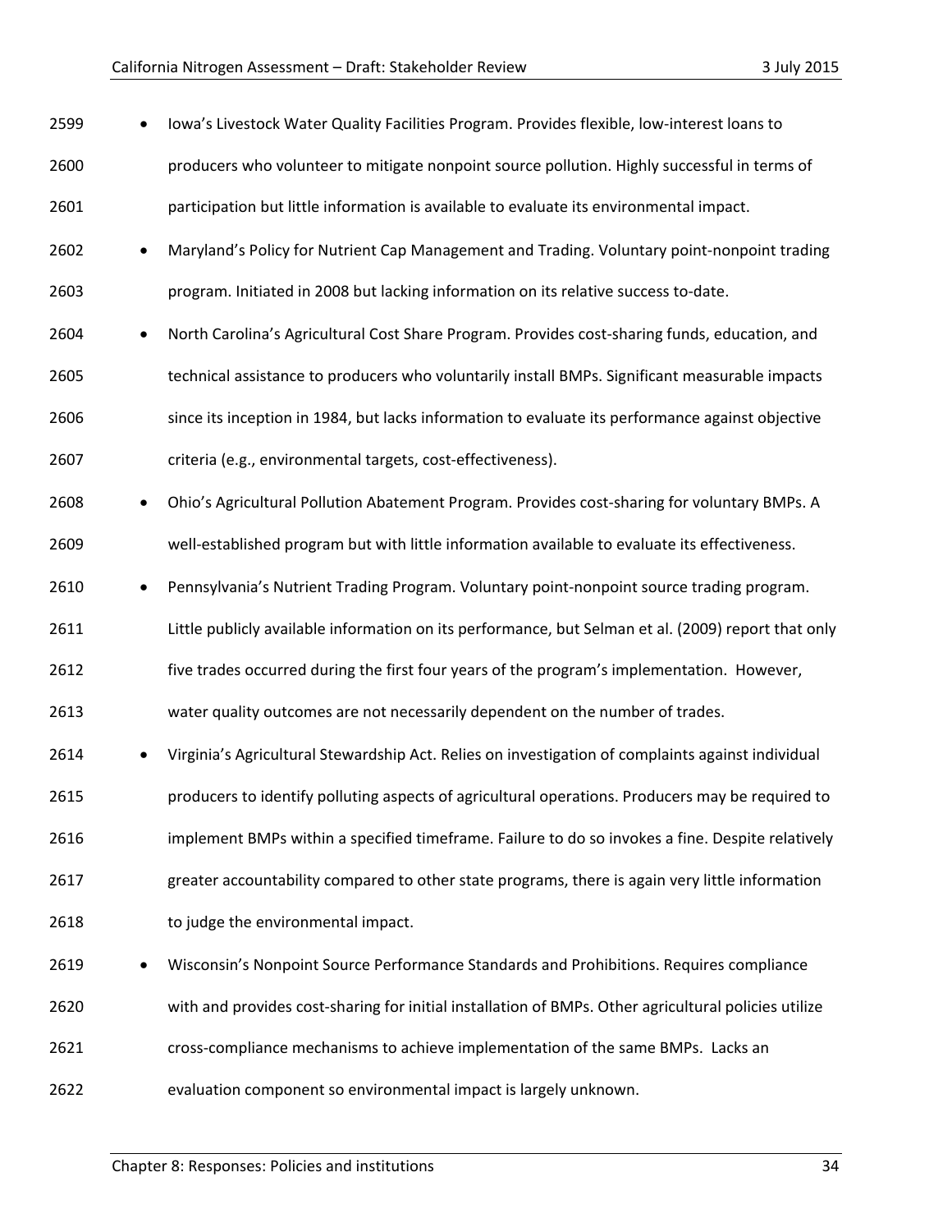- Iowa's Livestock Water Quality Facilities Program. Provides flexible, low-interest loans to producers who volunteer to mitigate nonpoint source pollution. Highly successful in terms of participation but little information is available to evaluate its environmental impact.
- Maryland's Policy for Nutrient Cap Management and Trading. Voluntary point-nonpoint trading program. Initiated in 2008 but lacking information on its relative success to-date.
- North Carolina's Agricultural Cost Share Program. Provides cost-sharing funds, education, and technical assistance to producers who voluntarily install BMPs. Significant measurable impacts since its inception in 1984, but lacks information to evaluate its performance against objective criteria (e.g., environmental targets, cost-effectiveness).
- Ohio's Agricultural Pollution Abatement Program. Provides cost-sharing for voluntary BMPs. A well-established program but with little information available to evaluate its effectiveness.
- Pennsylvania's Nutrient Trading Program. Voluntary point-nonpoint source trading program. Little publicly available information on its performance, but Selman et al. (2009) report that only five trades occurred during the first four years of the program's implementation. However, water quality outcomes are not necessarily dependent on the number of trades.
- Virginia's Agricultural Stewardship Act. Relies on investigation of complaints against individual producers to identify polluting aspects of agricultural operations. Producers may be required to implement BMPs within a specified timeframe. Failure to do so invokes a fine. Despite relatively greater accountability compared to other state programs, there is again very little information to judge the environmental impact.
- Wisconsin's Nonpoint Source Performance Standards and Prohibitions. Requires compliance with and provides cost-sharing for initial installation of BMPs. Other agricultural policies utilize cross-compliance mechanisms to achieve implementation of the same BMPs. Lacks an evaluation component so environmental impact is largely unknown.